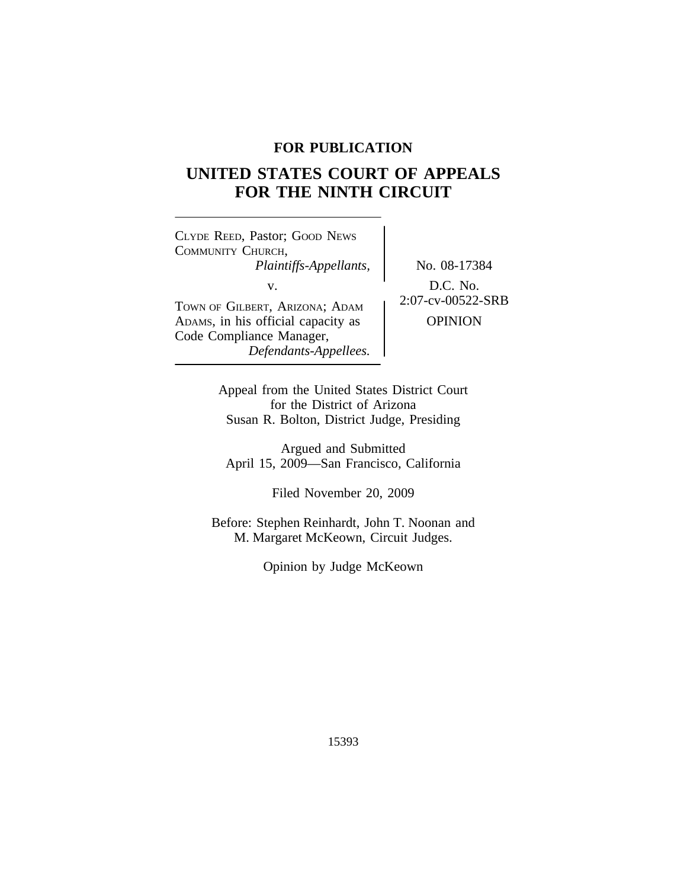**FOR PUBLICATION**

# UNITED STATES COURT OF APPEALS FOR THE NINTH CIRCUIT

CLYDE REED, Pastor; GOOD NEWS COMMUNITY CHURCH,
*Plaintiffs-Appellants,*

v.

TOWN OF GILBERT, ARIZONA; ADAM ADAMS, in his official capacity as Code Compliance Manager,
*Defendants-Appellees.*

No. 08-17384

D.C. No. 2:07-cv-00522-SRB

OPINION

Appeal from the United States District Court for the District of Arizona
Susan R. Bolton, District Judge, Presiding

Argued and Submitted
April 15, 2009—San Francisco, California

Filed November 20, 2009

Before: Stephen Reinhardt, John T. Noonan and M. Margaret McKeown, Circuit Judges.

Opinion by Judge McKeown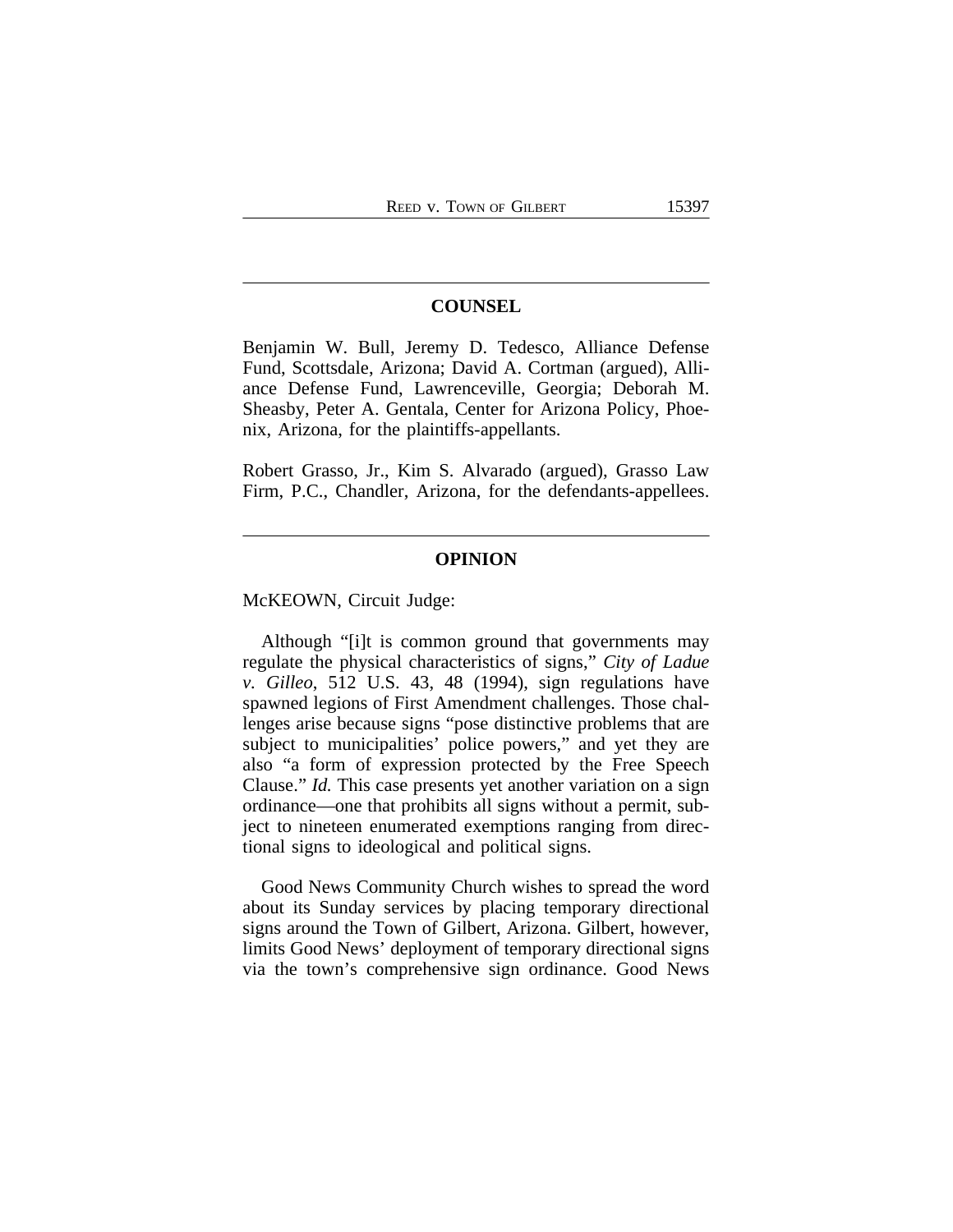## COUNSEL

Benjamin W. Bull, Jeremy D. Tedesco, Alliance Defense Fund, Scottsdale, Arizona; David A. Cortman (argued), Alliance Defense Fund, Lawrenceville, Georgia; Deborah M. Sheasby, Peter A. Gentala, Center for Arizona Policy, Phoenix, Arizona, for the plaintiffs-appellants.

Robert Grasso, Jr., Kim S. Alvarado (argued), Grasso Law Firm, P.C., Chandler, Arizona, for the defendants-appellees.

## OPINION

McKEOWN, Circuit Judge:

Although "[i]t is common ground that governments may regulate the physical characteristics of signs," *City of Ladue v. Gilleo*, 512 U.S. 43, 48 (1994), sign regulations have spawned legions of First Amendment challenges. Those challenges arise because signs "pose distinctive problems that are subject to municipalities' police powers," and yet they are also "a form of expression protected by the Free Speech Clause." *Id.* This case presents yet another variation on a sign ordinance—one that prohibits all signs without a permit, subject to nineteen enumerated exemptions ranging from directional signs to ideological and political signs.

Good News Community Church wishes to spread the word about its Sunday services by placing temporary directional signs around the Town of Gilbert, Arizona. Gilbert, however, limits Good News' deployment of temporary directional signs via the town's comprehensive sign ordinance. Good News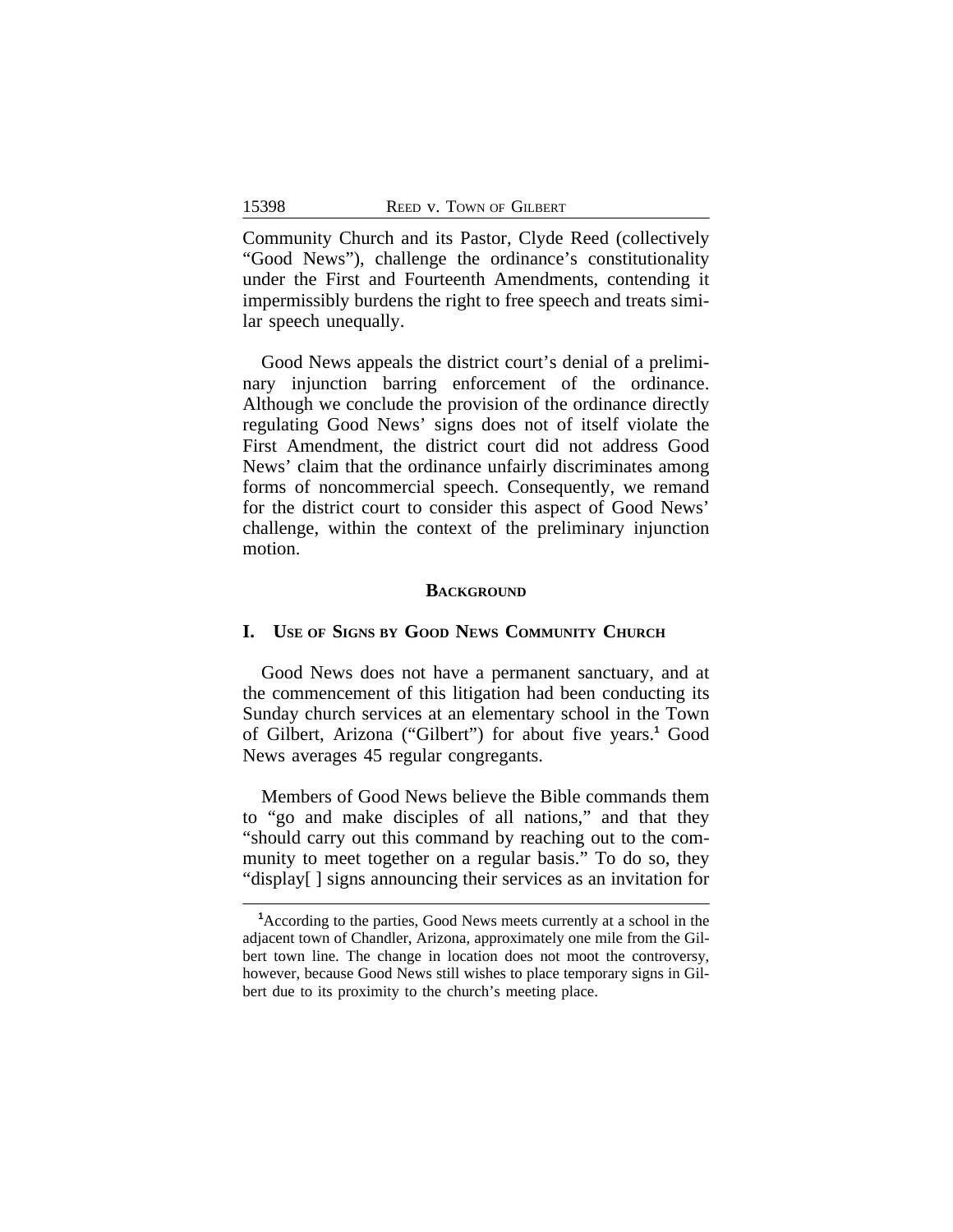Community Church and its Pastor, Clyde Reed (collectively "Good News"), challenge the ordinance's constitutionality under the First and Fourteenth Amendments, contending it impermissibly burdens the right to free speech and treats similar speech unequally.

Good News appeals the district court's denial of a preliminary injunction barring enforcement of the ordinance. Although we conclude the provision of the ordinance directly regulating Good News' signs does not of itself violate the First Amendment, the district court did not address Good News' claim that the ordinance unfairly discriminates among forms of noncommercial speech. Consequently, we remand for the district court to consider this aspect of Good News' challenge, within the context of the preliminary injunction motion.

## BACKGROUND

### I. USE OF SIGNS BY GOOD NEWS COMMUNITY CHURCH

Good News does not have a permanent sanctuary, and at the commencement of this litigation had been conducting its Sunday church services at an elementary school in the Town of Gilbert, Arizona ("Gilbert") for about five years.[1] Good News averages 45 regular congregants.

Members of Good News believe the Bible commands them to "go and make disciples of all nations," and that they "should carry out this command by reaching out to the community to meet together on a regular basis." To do so, they "display[ ] signs announcing their services as an invitation for

[1]According to the parties, Good News meets currently at a school in the adjacent town of Chandler, Arizona, approximately one mile from the Gilbert town line. The change in location does not moot the controversy, however, because Good News still wishes to place temporary signs in Gilbert due to its proximity to the church's meeting place.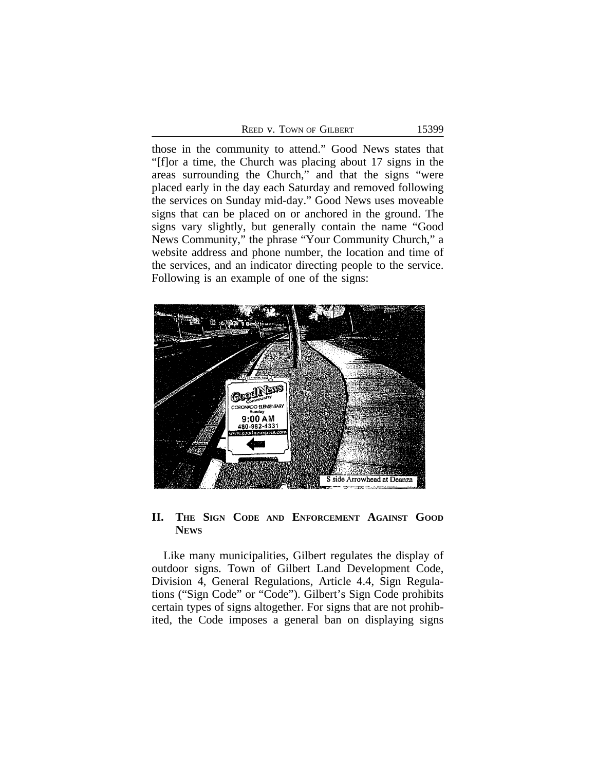those in the community to attend." Good News states that "[f]or a time, the Church was placing about 17 signs in the areas surrounding the Church," and that the signs "were placed early in the day each Saturday and removed following the services on Sunday mid-day." Good News uses moveable signs that can be placed on or anchored in the ground. The signs vary slightly, but generally contain the name "Good News Community," the phrase "Your Community Church," a website address and phone number, the location and time of the services, and an indicator directing people to the service. Following is an example of one of the signs:

## II. THE SIGN CODE AND ENFORCEMENT AGAINST GOOD NEWS

Like many municipalities, Gilbert regulates the display of outdoor signs. Town of Gilbert Land Development Code, Division 4, General Regulations, Article 4.4, Sign Regulations ("Sign Code" or "Code"). Gilbert's Sign Code prohibits certain types of signs altogether. For signs that are not prohibited, the Code imposes a general ban on displaying signs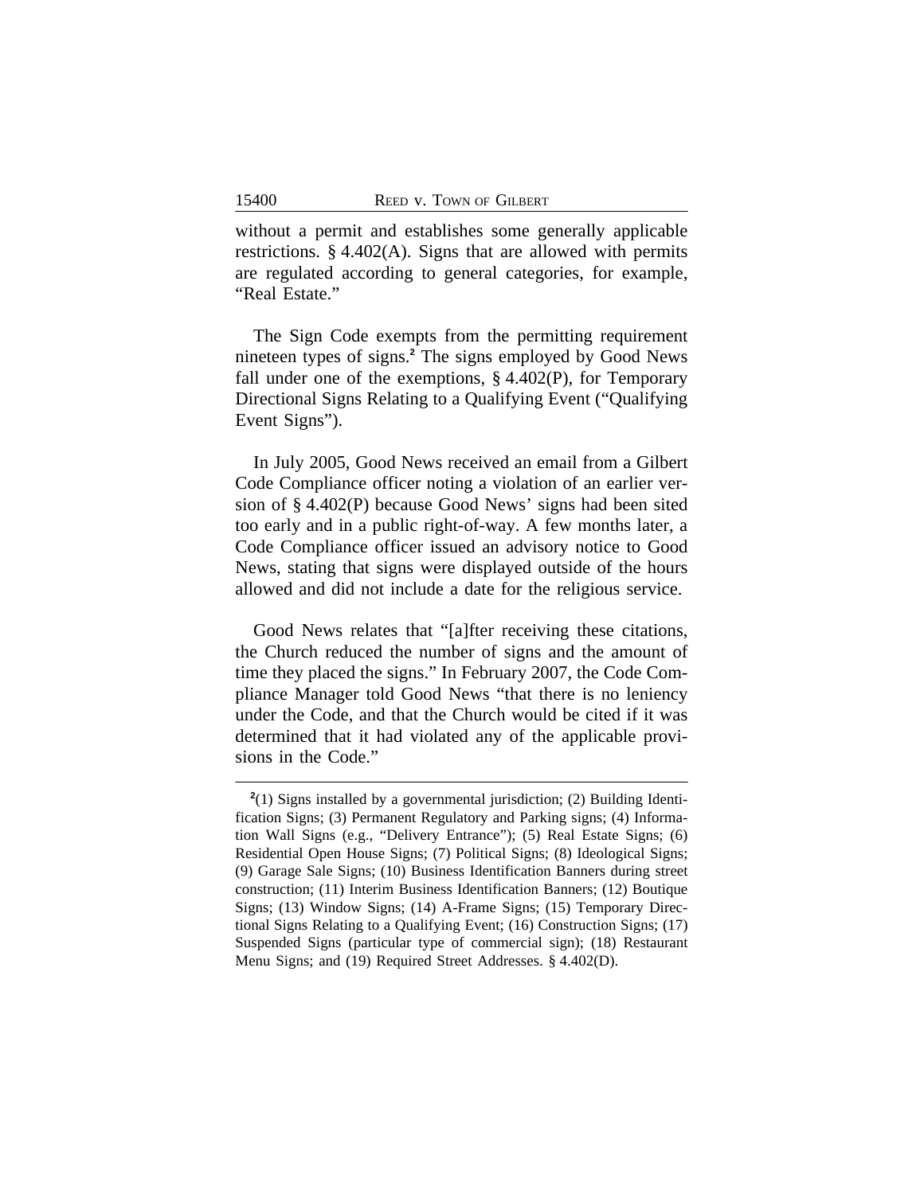without a permit and establishes some generally applicable restrictions. § 4.402(A). Signs that are allowed with permits are regulated according to general categories, for example, "Real Estate."

The Sign Code exempts from the permitting requirement nineteen types of signs.[2] The signs employed by Good News fall under one of the exemptions, § 4.402(P), for Temporary Directional Signs Relating to a Qualifying Event ("Qualifying Event Signs").

In July 2005, Good News received an email from a Gilbert Code Compliance officer noting a violation of an earlier version of § 4.402(P) because Good News' signs had been sited too early and in a public right-of-way. A few months later, a Code Compliance officer issued an advisory notice to Good News, stating that signs were displayed outside of the hours allowed and did not include a date for the religious service.

Good News relates that "[a]fter receiving these citations, the Church reduced the number of signs and the amount of time they placed the signs." In February 2007, the Code Compliance Manager told Good News "that there is no leniency under the Code, and that the Church would be cited if it was determined that it had violated any of the applicable provisions in the Code."

---

[2](1) Signs installed by a governmental jurisdiction; (2) Building Identification Signs; (3) Permanent Regulatory and Parking signs; (4) Information Wall Signs (e.g., "Delivery Entrance"); (5) Real Estate Signs; (6) Residential Open House Signs; (7) Political Signs; (8) Ideological Signs; (9) Garage Sale Signs; (10) Business Identification Banners during street construction; (11) Interim Business Identification Banners; (12) Boutique Signs; (13) Window Signs; (14) A-Frame Signs; (15) Temporary Directional Signs Relating to a Qualifying Event; (16) Construction Signs; (17) Suspended Signs (particular type of commercial sign); (18) Restaurant Menu Signs; and (19) Required Street Addresses. § 4.402(D).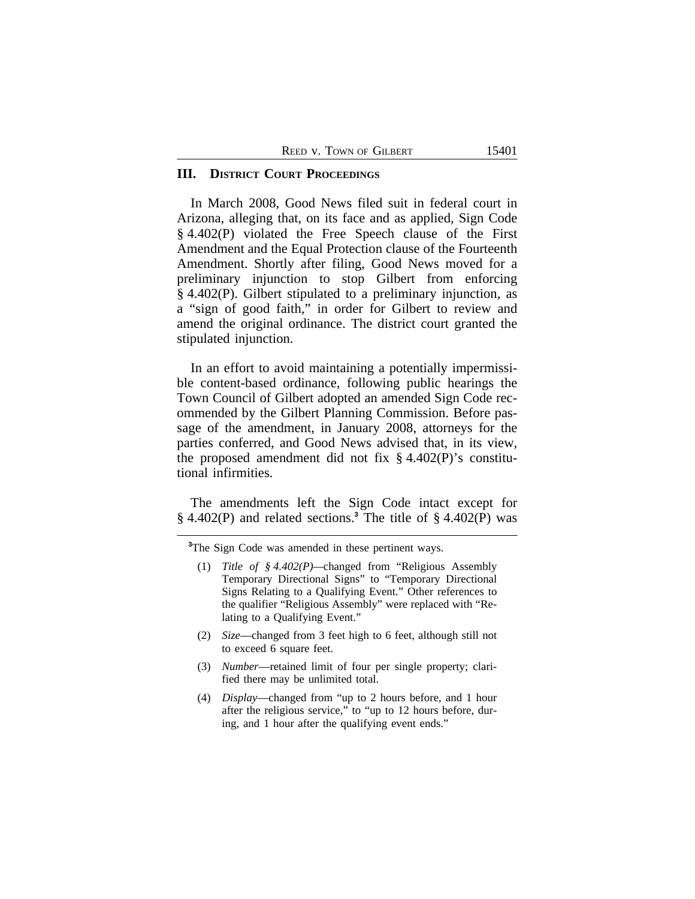## III. District Court Proceedings

In March 2008, Good News filed suit in federal court in Arizona, alleging that, on its face and as applied, Sign Code § 4.402(P) violated the Free Speech clause of the First Amendment and the Equal Protection clause of the Fourteenth Amendment. Shortly after filing, Good News moved for a preliminary injunction to stop Gilbert from enforcing § 4.402(P). Gilbert stipulated to a preliminary injunction, as a "sign of good faith," in order for Gilbert to review and amend the original ordinance. The district court granted the stipulated injunction.

In an effort to avoid maintaining a potentially impermissible content-based ordinance, following public hearings the Town Council of Gilbert adopted an amended Sign Code recommended by the Gilbert Planning Commission. Before passage of the amendment, in January 2008, attorneys for the parties conferred, and Good News advised that, in its view, the proposed amendment did not fix § 4.402(P)'s constitutional infirmities.

The amendments left the Sign Code intact except for § 4.402(P) and related sections.[3] The title of § 4.402(P) was

---

[3]The Sign Code was amended in these pertinent ways.

(1) *Title of § 4.402(P)*—changed from "Religious Assembly Temporary Directional Signs" to "Temporary Directional Signs Relating to a Qualifying Event." Other references to the qualifier "Religious Assembly" were replaced with "Relating to a Qualifying Event."

(2) *Size*—changed from 3 feet high to 6 feet, although still not to exceed 6 square feet.

(3) *Number*—retained limit of four per single property; clarified there may be unlimited total.

(4) *Display*—changed from "up to 2 hours before, and 1 hour after the religious service," to "up to 12 hours before, during, and 1 hour after the qualifying event ends."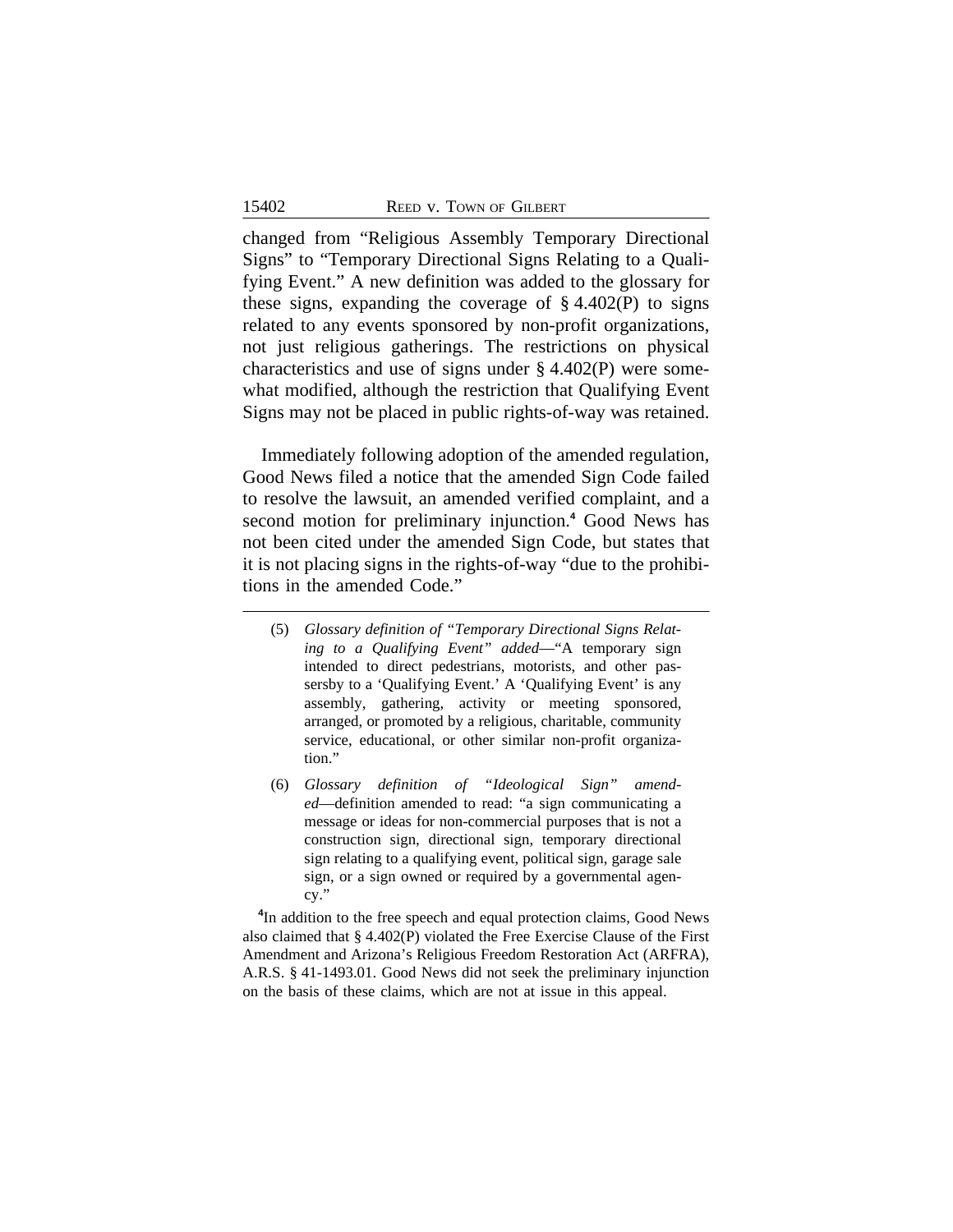changed from "Religious Assembly Temporary Directional Signs" to "Temporary Directional Signs Relating to a Qualifying Event." A new definition was added to the glossary for these signs, expanding the coverage of § 4.402(P) to signs related to any events sponsored by non-profit organizations, not just religious gatherings. The restrictions on physical characteristics and use of signs under § 4.402(P) were somewhat modified, although the restriction that Qualifying Event Signs may not be placed in public rights-of-way was retained.

Immediately following adoption of the amended regulation, Good News filed a notice that the amended Sign Code failed to resolve the lawsuit, an amended verified complaint, and a second motion for preliminary injunction.[4] Good News has not been cited under the amended Sign Code, but states that it is not placing signs in the rights-of-way "due to the prohibitions in the amended Code."

---

(5) *Glossary definition of "Temporary Directional Signs Relating to a Qualifying Event" added*—"A temporary sign intended to direct pedestrians, motorists, and other passersby to a 'Qualifying Event.' A 'Qualifying Event' is any assembly, gathering, activity or meeting sponsored, arranged, or promoted by a religious, charitable, community service, educational, or other similar non-profit organization."

(6) *Glossary definition of "Ideological Sign" amended*—definition amended to read: "a sign communicating a message or ideas for non-commercial purposes that is not a construction sign, directional sign, temporary directional sign relating to a qualifying event, political sign, garage sale sign, or a sign owned or required by a governmental agency."

[4]In addition to the free speech and equal protection claims, Good News also claimed that § 4.402(P) violated the Free Exercise Clause of the First Amendment and Arizona's Religious Freedom Restoration Act (ARFRA), A.R.S. § 41-1493.01. Good News did not seek the preliminary injunction on the basis of these claims, which are not at issue in this appeal.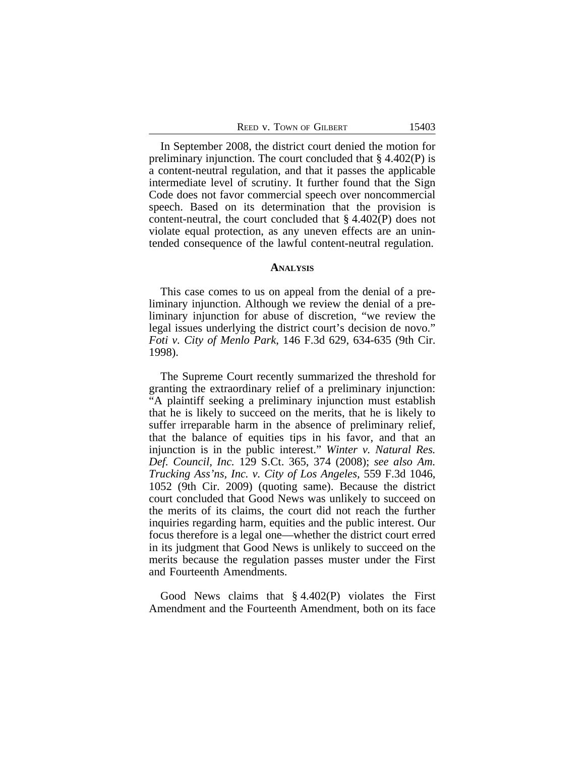In September 2008, the district court denied the motion for preliminary injunction. The court concluded that § 4.402(P) is a content-neutral regulation, and that it passes the applicable intermediate level of scrutiny. It further found that the Sign Code does not favor commercial speech over noncommercial speech. Based on its determination that the provision is content-neutral, the court concluded that § 4.402(P) does not violate equal protection, as any uneven effects are an unintended consequence of the lawful content-neutral regulation.

## ANALYSIS

This case comes to us on appeal from the denial of a preliminary injunction. Although we review the denial of a preliminary injunction for abuse of discretion, "we review the legal issues underlying the district court's decision de novo." *Foti v. City of Menlo Park*, 146 F.3d 629, 634-635 (9th Cir. 1998).

The Supreme Court recently summarized the threshold for granting the extraordinary relief of a preliminary injunction: "A plaintiff seeking a preliminary injunction must establish that he is likely to succeed on the merits, that he is likely to suffer irreparable harm in the absence of preliminary relief, that the balance of equities tips in his favor, and that an injunction is in the public interest." *Winter v. Natural Res. Def. Council, Inc.* 129 S.Ct. 365, 374 (2008); *see also Am. Trucking Ass'ns, Inc. v. City of Los Angeles*, 559 F.3d 1046, 1052 (9th Cir. 2009) (quoting same). Because the district court concluded that Good News was unlikely to succeed on the merits of its claims, the court did not reach the further inquiries regarding harm, equities and the public interest. Our focus therefore is a legal one—whether the district court erred in its judgment that Good News is unlikely to succeed on the merits because the regulation passes muster under the First and Fourteenth Amendments.

Good News claims that § 4.402(P) violates the First Amendment and the Fourteenth Amendment, both on its face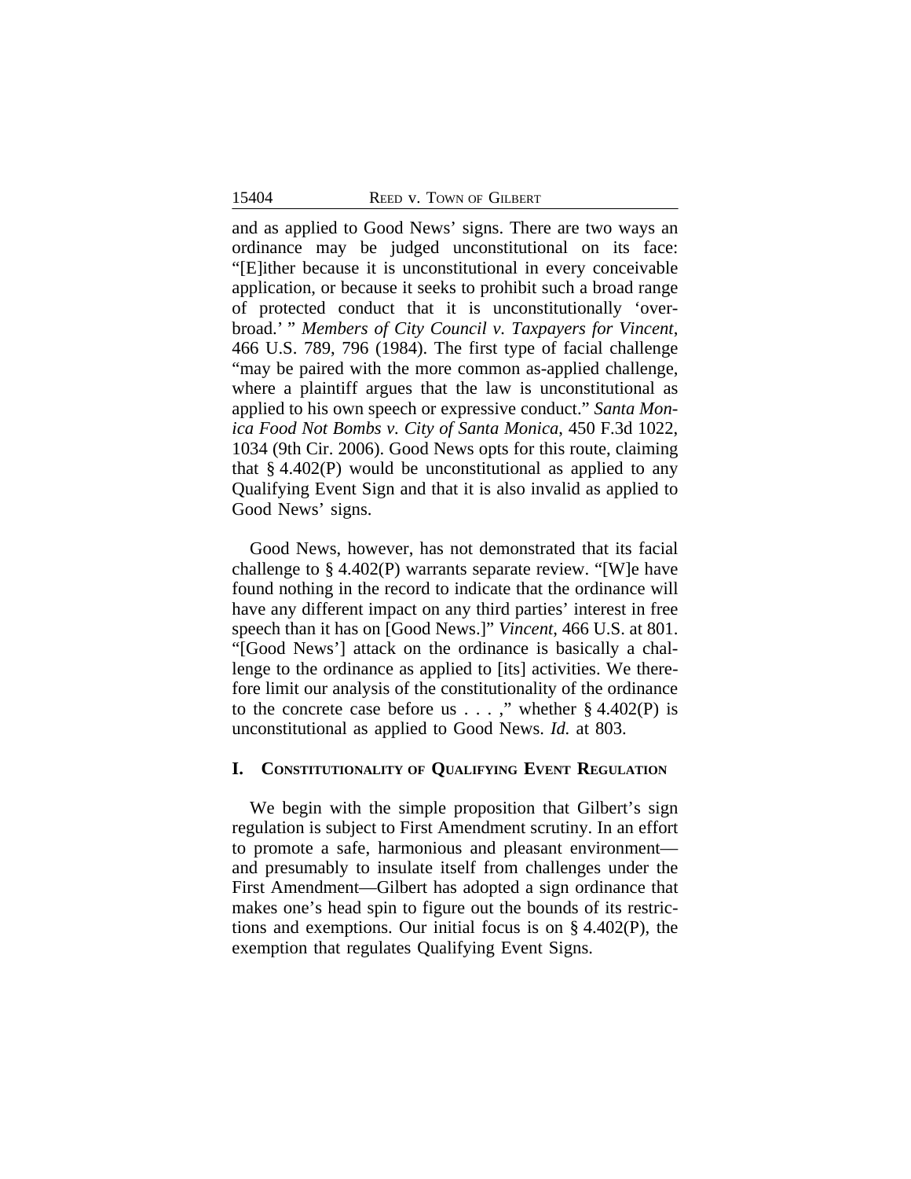and as applied to Good News' signs. There are two ways an ordinance may be judged unconstitutional on its face: "[E]ither because it is unconstitutional in every conceivable application, or because it seeks to prohibit such a broad range of protected conduct that it is unconstitutionally 'overbroad.' " *Members of City Council v. Taxpayers for Vincent*, 466 U.S. 789, 796 (1984). The first type of facial challenge "may be paired with the more common as-applied challenge, where a plaintiff argues that the law is unconstitutional as applied to his own speech or expressive conduct." *Santa Monica Food Not Bombs v. City of Santa Monica*, 450 F.3d 1022, 1034 (9th Cir. 2006). Good News opts for this route, claiming that § 4.402(P) would be unconstitutional as applied to any Qualifying Event Sign and that it is also invalid as applied to Good News' signs.

Good News, however, has not demonstrated that its facial challenge to § 4.402(P) warrants separate review. "[W]e have found nothing in the record to indicate that the ordinance will have any different impact on any third parties' interest in free speech than it has on [Good News.]" *Vincent*, 466 U.S. at 801. "[Good News'] attack on the ordinance is basically a challenge to the ordinance as applied to [its] activities. We therefore limit our analysis of the constitutionality of the ordinance to the concrete case before us . . . ," whether § 4.402(P) is unconstitutional as applied to Good News. *Id.* at 803.

## I. Constitutionality of Qualifying Event Regulation

We begin with the simple proposition that Gilbert's sign regulation is subject to First Amendment scrutiny. In an effort to promote a safe, harmonious and pleasant environment—and presumably to insulate itself from challenges under the First Amendment—Gilbert has adopted a sign ordinance that makes one's head spin to figure out the bounds of its restrictions and exemptions. Our initial focus is on § 4.402(P), the exemption that regulates Qualifying Event Signs.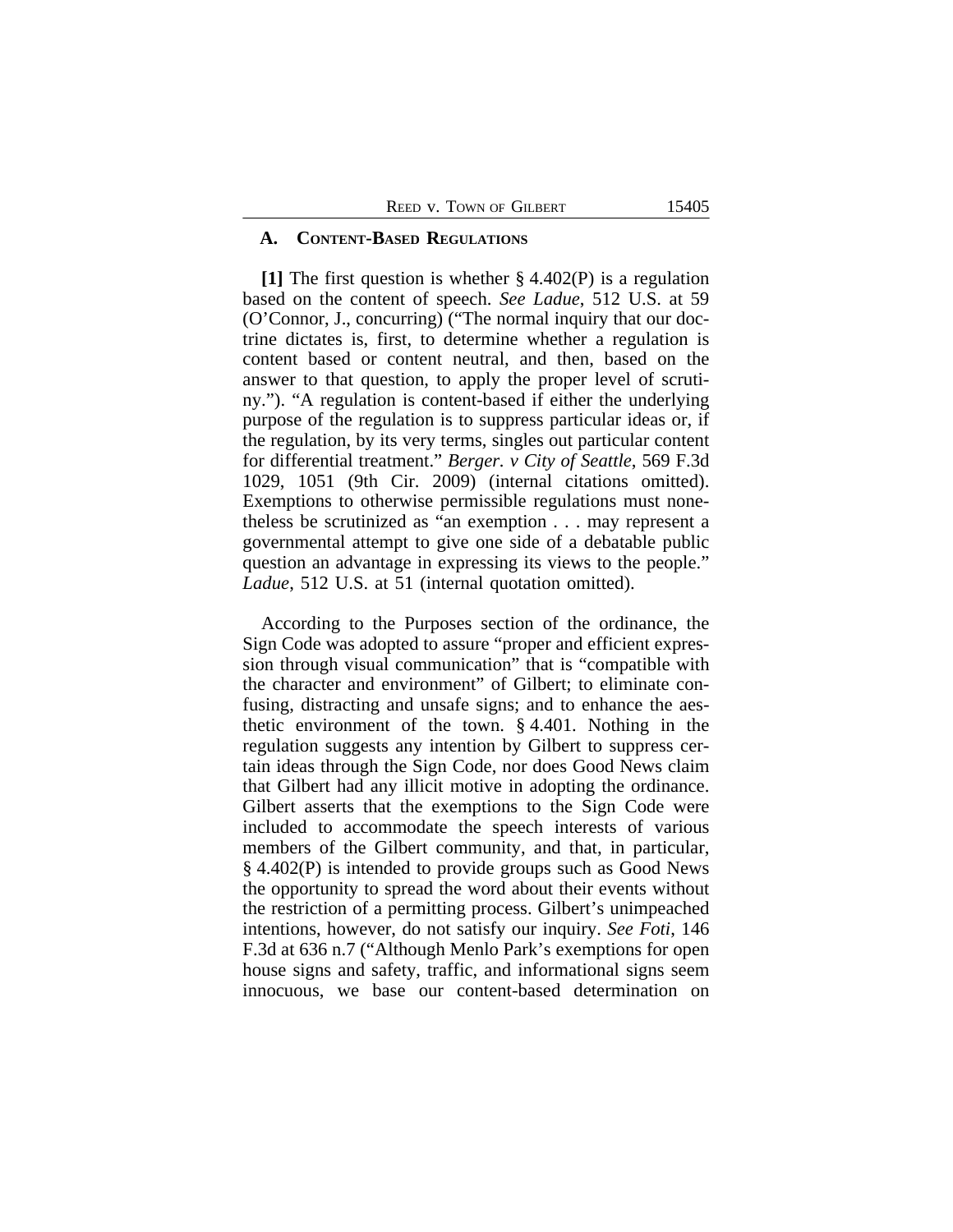### A. Content-Based Regulations

**[1]** The first question is whether § 4.402(P) is a regulation based on the content of speech. *See Ladue*, 512 U.S. at 59 (O'Connor, J., concurring) ("The normal inquiry that our doctrine dictates is, first, to determine whether a regulation is content based or content neutral, and then, based on the answer to that question, to apply the proper level of scrutiny."). "A regulation is content-based if either the underlying purpose of the regulation is to suppress particular ideas or, if the regulation, by its very terms, singles out particular content for differential treatment." *Berger. v City of Seattle*, 569 F.3d 1029, 1051 (9th Cir. 2009) (internal citations omitted). Exemptions to otherwise permissible regulations must nonetheless be scrutinized as "an exemption . . . may represent a governmental attempt to give one side of a debatable public question an advantage in expressing its views to the people." *Ladue*, 512 U.S. at 51 (internal quotation omitted).

According to the Purposes section of the ordinance, the Sign Code was adopted to assure "proper and efficient expression through visual communication" that is "compatible with the character and environment" of Gilbert; to eliminate confusing, distracting and unsafe signs; and to enhance the aesthetic environment of the town. § 4.401. Nothing in the regulation suggests any intention by Gilbert to suppress certain ideas through the Sign Code, nor does Good News claim that Gilbert had any illicit motive in adopting the ordinance. Gilbert asserts that the exemptions to the Sign Code were included to accommodate the speech interests of various members of the Gilbert community, and that, in particular, § 4.402(P) is intended to provide groups such as Good News the opportunity to spread the word about their events without the restriction of a permitting process. Gilbert's unimpeached intentions, however, do not satisfy our inquiry. *See Foti*, 146 F.3d at 636 n.7 ("Although Menlo Park's exemptions for open house signs and safety, traffic, and informational signs seem innocuous, we base our content-based determination on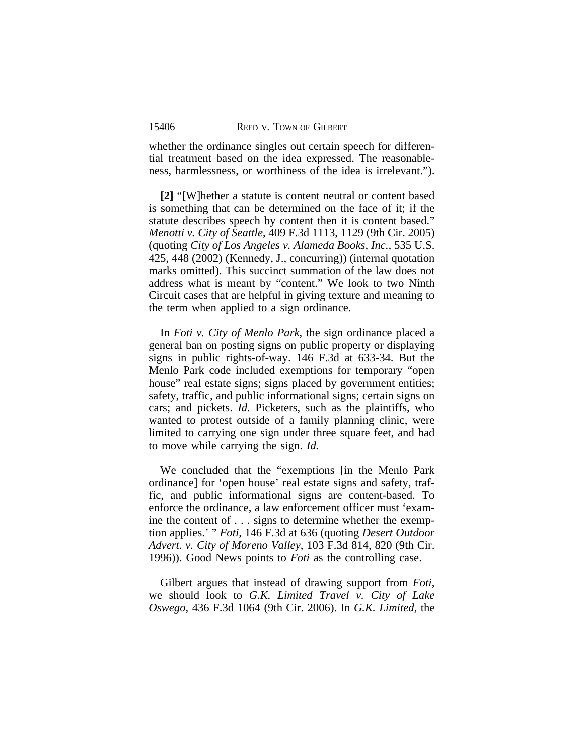whether the ordinance singles out certain speech for differential treatment based on the idea expressed. The reasonableness, harmlessness, or worthiness of the idea is irrelevant.").

**[2]** "[W]hether a statute is content neutral or content based is something that can be determined on the face of it; if the statute describes speech by content then it is content based." *Menotti v. City of Seattle*, 409 F.3d 1113, 1129 (9th Cir. 2005) (quoting *City of Los Angeles v. Alameda Books, Inc.*, 535 U.S. 425, 448 (2002) (Kennedy, J., concurring)) (internal quotation marks omitted). This succinct summation of the law does not address what is meant by "content." We look to two Ninth Circuit cases that are helpful in giving texture and meaning to the term when applied to a sign ordinance.

In *Foti v. City of Menlo Park*, the sign ordinance placed a general ban on posting signs on public property or displaying signs in public rights-of-way. 146 F.3d at 633-34. But the Menlo Park code included exemptions for temporary "open house" real estate signs; signs placed by government entities; safety, traffic, and public informational signs; certain signs on cars; and pickets. *Id.* Picketers, such as the plaintiffs, who wanted to protest outside of a family planning clinic, were limited to carrying one sign under three square feet, and had to move while carrying the sign. *Id.*

We concluded that the "exemptions [in the Menlo Park ordinance] for 'open house' real estate signs and safety, traffic, and public informational signs are content-based. To enforce the ordinance, a law enforcement officer must 'examine the content of . . . signs to determine whether the exemption applies.' " *Foti*, 146 F.3d at 636 (quoting *Desert Outdoor Advert. v. City of Moreno Valley*, 103 F.3d 814, 820 (9th Cir. 1996)). Good News points to *Foti* as the controlling case.

Gilbert argues that instead of drawing support from *Foti*, we should look to *G.K. Limited Travel v. City of Lake Oswego*, 436 F.3d 1064 (9th Cir. 2006). In *G.K. Limited*, the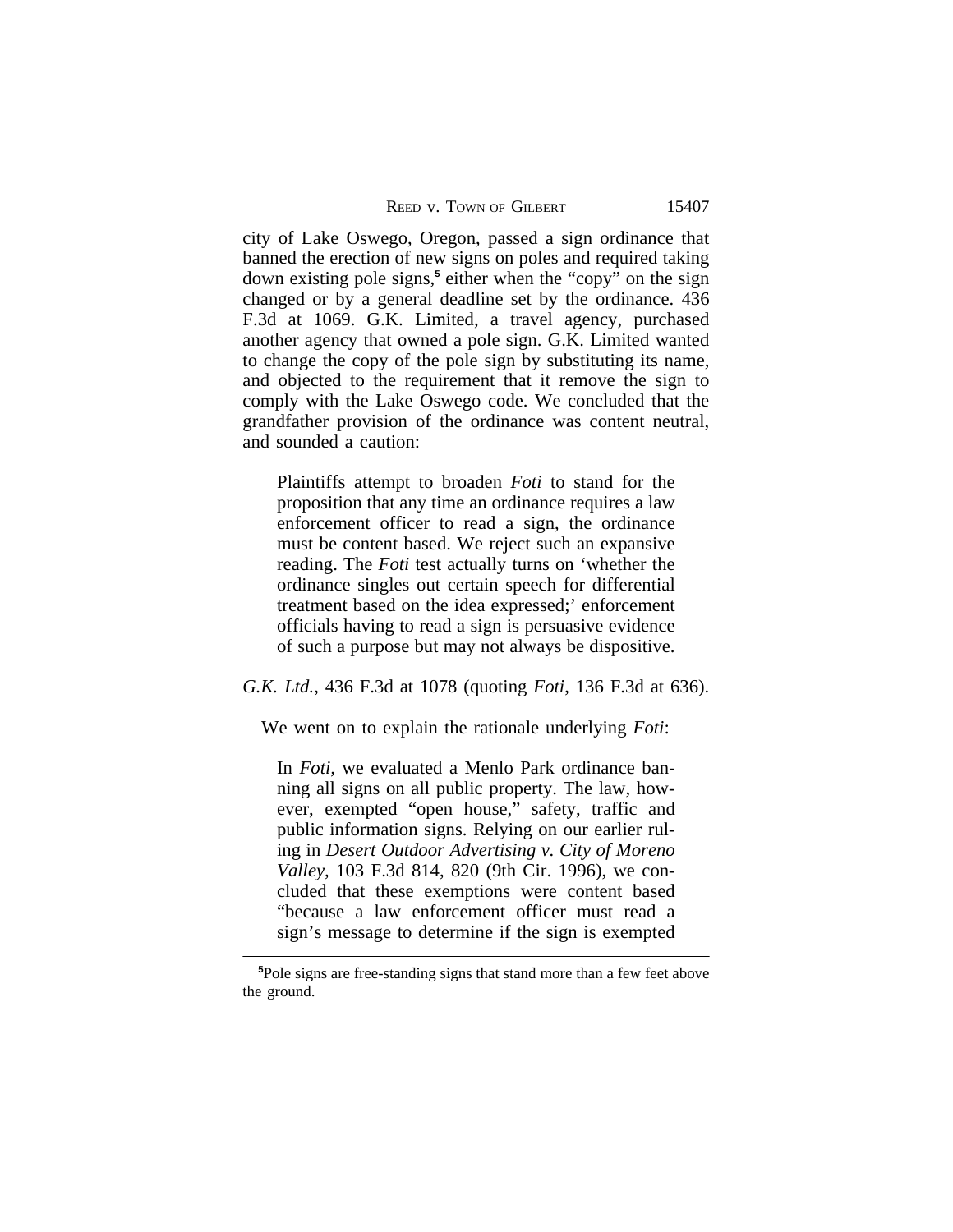city of Lake Oswego, Oregon, passed a sign ordinance that banned the erection of new signs on poles and required taking down existing pole signs,[5] either when the "copy" on the sign changed or by a general deadline set by the ordinance. 436 F.3d at 1069. G.K. Limited, a travel agency, purchased another agency that owned a pole sign. G.K. Limited wanted to change the copy of the pole sign by substituting its name, and objected to the requirement that it remove the sign to comply with the Lake Oswego code. We concluded that the grandfather provision of the ordinance was content neutral, and sounded a caution:

> Plaintiffs attempt to broaden *Foti* to stand for the proposition that any time an ordinance requires a law enforcement officer to read a sign, the ordinance must be content based. We reject such an expansive reading. The *Foti* test actually turns on 'whether the ordinance singles out certain speech for differential treatment based on the idea expressed;' enforcement officials having to read a sign is persuasive evidence of such a purpose but may not always be dispositive.

*G.K. Ltd.*, 436 F.3d at 1078 (quoting *Foti*, 136 F.3d at 636).

We went on to explain the rationale underlying *Foti*:

> In *Foti*, we evaluated a Menlo Park ordinance banning all signs on all public property. The law, however, exempted "open house," safety, traffic and public information signs. Relying on our earlier ruling in *Desert Outdoor Advertising v. City of Moreno Valley*, 103 F.3d 814, 820 (9th Cir. 1996), we concluded that these exemptions were content based "because a law enforcement officer must read a sign's message to determine if the sign is exempted

[5] Pole signs are free-standing signs that stand more than a few feet above the ground.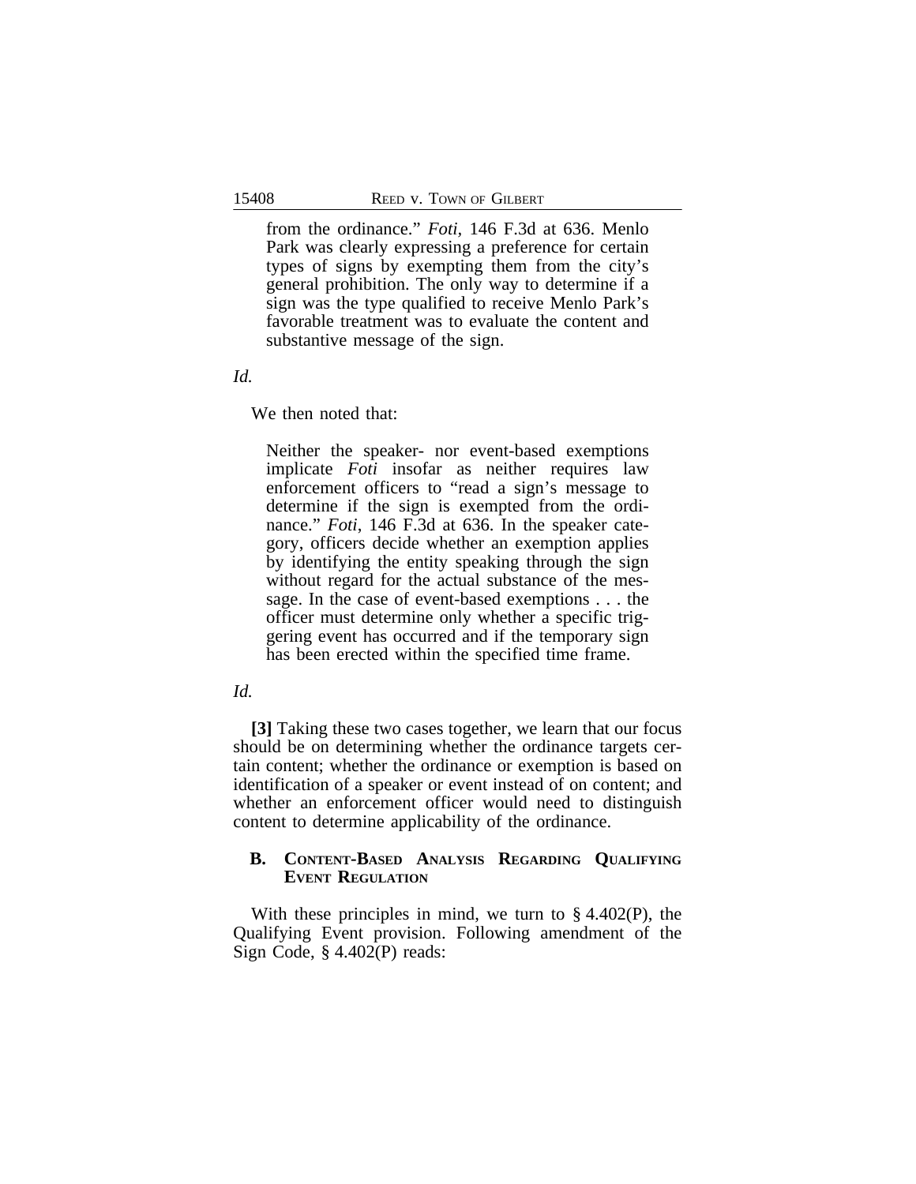> from the ordinance." *Foti*, 146 F.3d at 636. Menlo Park was clearly expressing a preference for certain types of signs by exempting them from the city's general prohibition. The only way to determine if a sign was the type qualified to receive Menlo Park's favorable treatment was to evaluate the content and substantive message of the sign.

*Id.*

We then noted that:

> Neither the speaker- nor event-based exemptions implicate *Foti* insofar as neither requires law enforcement officers to "read a sign's message to determine if the sign is exempted from the ordinance." *Foti*, 146 F.3d at 636. In the speaker category, officers decide whether an exemption applies by identifying the entity speaking through the sign without regard for the actual substance of the message. In the case of event-based exemptions . . . the officer must determine only whether a specific triggering event has occurred and if the temporary sign has been erected within the specified time frame.

*Id.*

**[3]** Taking these two cases together, we learn that our focus should be on determining whether the ordinance targets certain content; whether the ordinance or exemption is based on identification of a speaker or event instead of on content; and whether an enforcement officer would need to distinguish content to determine applicability of the ordinance.

### B. Content-Based Analysis Regarding Qualifying Event Regulation

With these principles in mind, we turn to § 4.402(P), the Qualifying Event provision. Following amendment of the Sign Code, § 4.402(P) reads: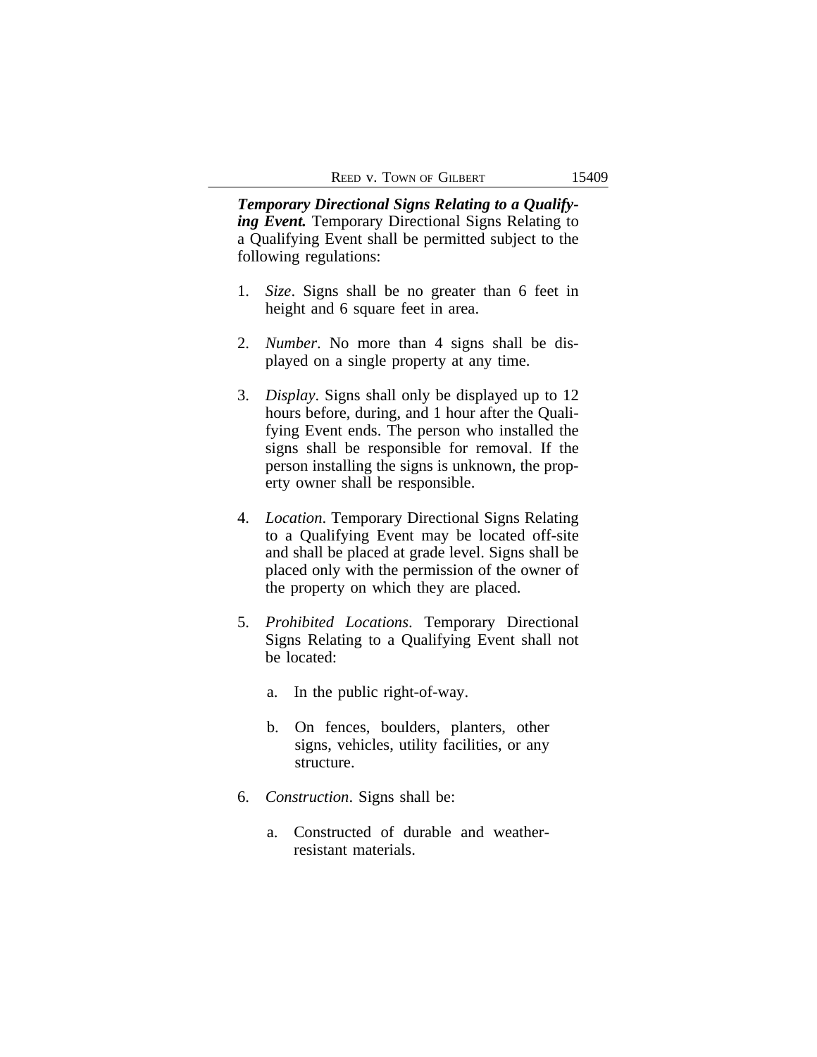***Temporary Directional Signs Relating to a Qualifying Event.*** Temporary Directional Signs Relating to a Qualifying Event shall be permitted subject to the following regulations:

1. *Size*. Signs shall be no greater than 6 feet in height and 6 square feet in area.

2. *Number*. No more than 4 signs shall be displayed on a single property at any time.

3. *Display*. Signs shall only be displayed up to 12 hours before, during, and 1 hour after the Qualifying Event ends. The person who installed the signs shall be responsible for removal. If the person installing the signs is unknown, the property owner shall be responsible.

4. *Location*. Temporary Directional Signs Relating to a Qualifying Event may be located off-site and shall be placed at grade level. Signs shall be placed only with the permission of the owner of the property on which they are placed.

5. *Prohibited Locations*. Temporary Directional Signs Relating to a Qualifying Event shall not be located:

   a. In the public right-of-way.

   b. On fences, boulders, planters, other signs, vehicles, utility facilities, or any structure.

6. *Construction*. Signs shall be:

   a. Constructed of durable and weather-resistant materials.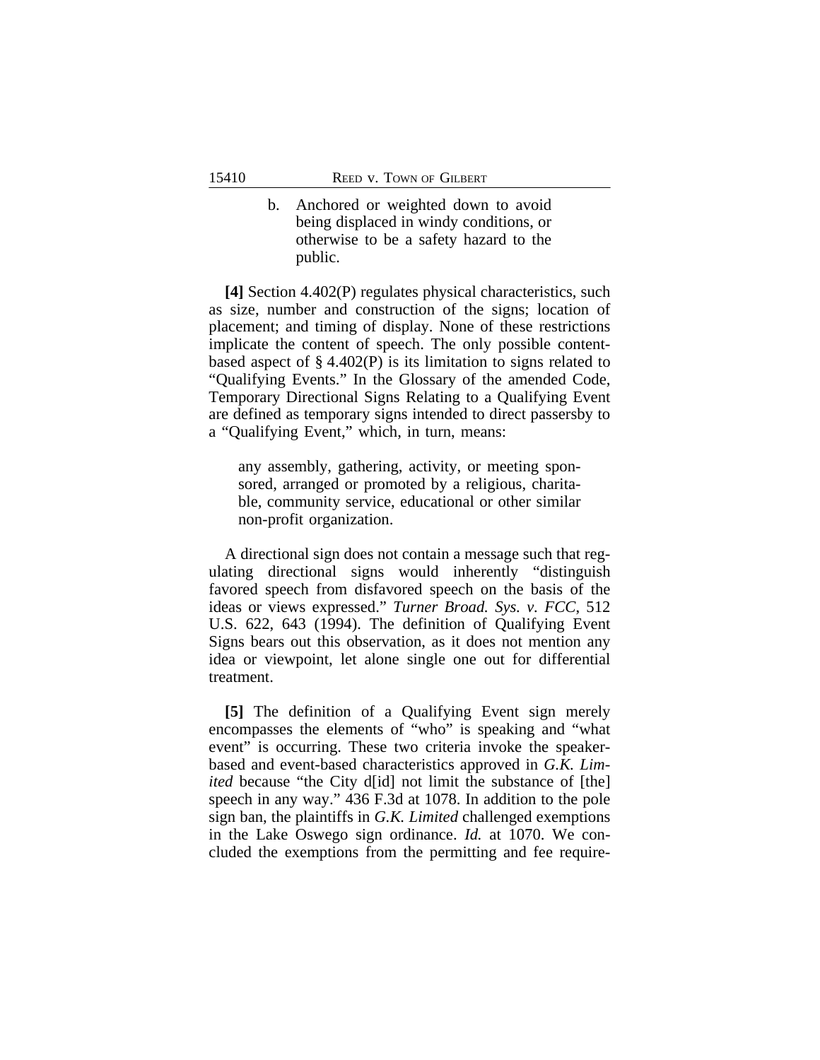b. Anchored or weighted down to avoid being displaced in windy conditions, or otherwise to be a safety hazard to the public.

**[4]** Section 4.402(P) regulates physical characteristics, such as size, number and construction of the signs; location of placement; and timing of display. None of these restrictions implicate the content of speech. The only possible content-based aspect of § 4.402(P) is its limitation to signs related to "Qualifying Events." In the Glossary of the amended Code, Temporary Directional Signs Relating to a Qualifying Event are defined as temporary signs intended to direct passersby to a "Qualifying Event," which, in turn, means:

> any assembly, gathering, activity, or meeting sponsored, arranged or promoted by a religious, charitable, community service, educational or other similar non-profit organization.

A directional sign does not contain a message such that regulating directional signs would inherently "distinguish favored speech from disfavored speech on the basis of the ideas or views expressed." *Turner Broad. Sys. v. FCC*, 512 U.S. 622, 643 (1994). The definition of Qualifying Event Signs bears out this observation, as it does not mention any idea or viewpoint, let alone single one out for differential treatment.

**[5]** The definition of a Qualifying Event sign merely encompasses the elements of "who" is speaking and "what event" is occurring. These two criteria invoke the speaker-based and event-based characteristics approved in *G.K. Limited* because "the City d[id] not limit the substance of [the] speech in any way." 436 F.3d at 1078. In addition to the pole sign ban, the plaintiffs in *G.K. Limited* challenged exemptions in the Lake Oswego sign ordinance. *Id.* at 1070. We concluded the exemptions from the permitting and fee require-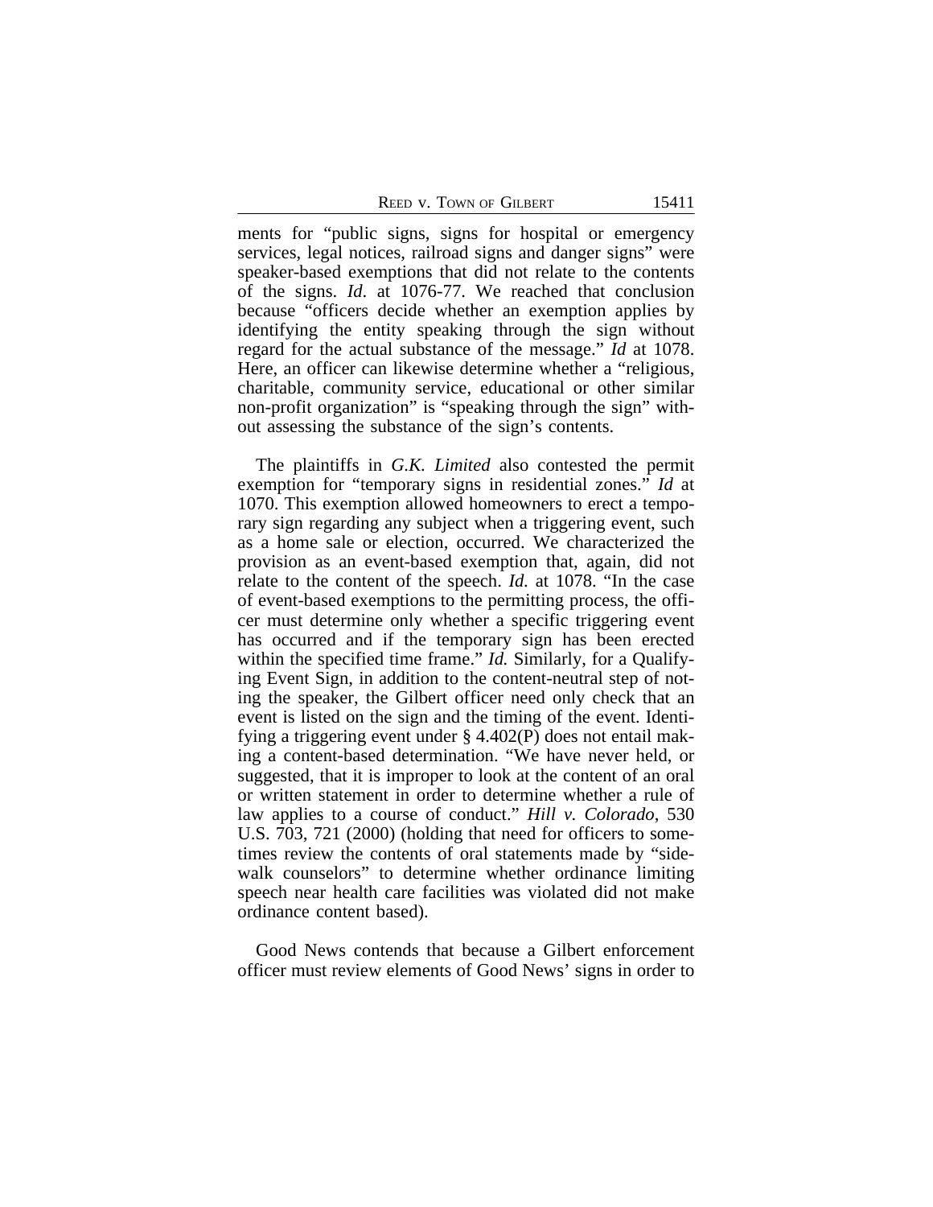ments for "public signs, signs for hospital or emergency services, legal notices, railroad signs and danger signs" were speaker-based exemptions that did not relate to the contents of the signs. *Id*. at 1076-77. We reached that conclusion because "officers decide whether an exemption applies by identifying the entity speaking through the sign without regard for the actual substance of the message." *Id* at 1078. Here, an officer can likewise determine whether a "religious, charitable, community service, educational or other similar non-profit organization" is "speaking through the sign" without assessing the substance of the sign's contents.

The plaintiffs in *G.K. Limited* also contested the permit exemption for "temporary signs in residential zones." *Id* at 1070. This exemption allowed homeowners to erect a temporary sign regarding any subject when a triggering event, such as a home sale or election, occurred. We characterized the provision as an event-based exemption that, again, did not relate to the content of the speech. *Id.* at 1078. "In the case of event-based exemptions to the permitting process, the officer must determine only whether a specific triggering event has occurred and if the temporary sign has been erected within the specified time frame." *Id.* Similarly, for a Qualifying Event Sign, in addition to the content-neutral step of noting the speaker, the Gilbert officer need only check that an event is listed on the sign and the timing of the event. Identifying a triggering event under § 4.402(P) does not entail making a content-based determination. "We have never held, or suggested, that it is improper to look at the content of an oral or written statement in order to determine whether a rule of law applies to a course of conduct." *Hill v. Colorado*, 530 U.S. 703, 721 (2000) (holding that need for officers to sometimes review the contents of oral statements made by "sidewalk counselors" to determine whether ordinance limiting speech near health care facilities was violated did not make ordinance content based).

Good News contends that because a Gilbert enforcement officer must review elements of Good News' signs in order to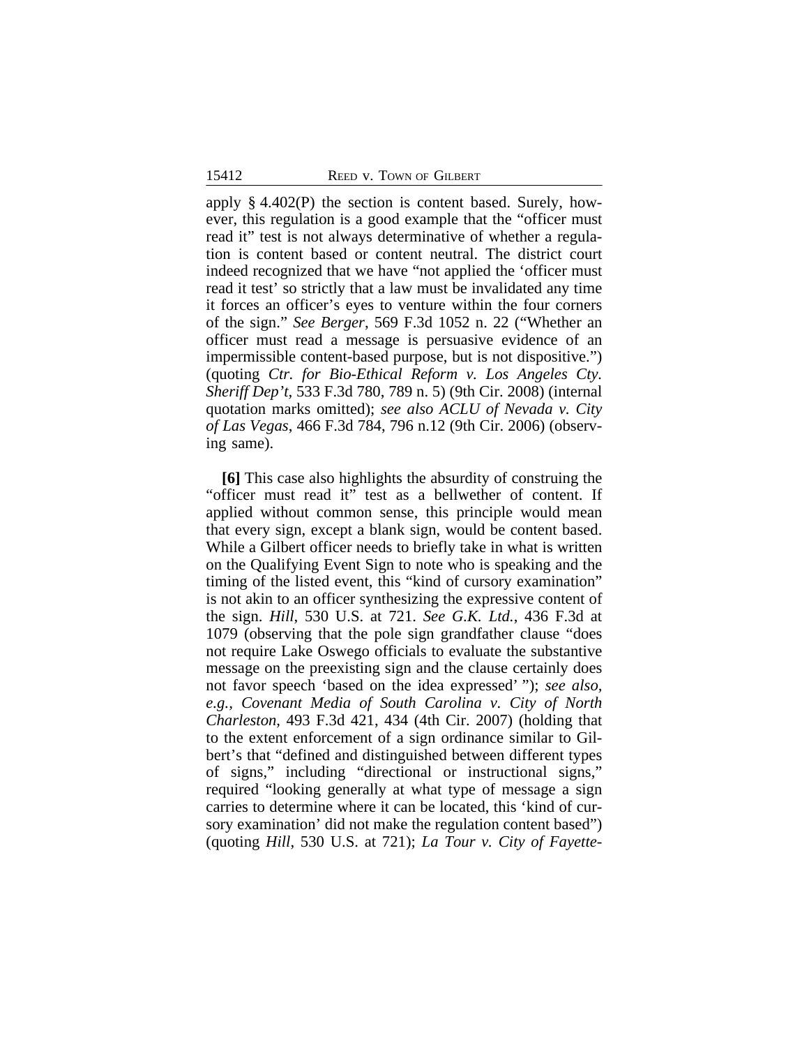apply § 4.402(P) the section is content based. Surely, however, this regulation is a good example that the "officer must read it" test is not always determinative of whether a regulation is content based or content neutral. The district court indeed recognized that we have "not applied the 'officer must read it test' so strictly that a law must be invalidated any time it forces an officer's eyes to venture within the four corners of the sign." *See Berger*, 569 F.3d 1052 n. 22 ("Whether an officer must read a message is persuasive evidence of an impermissible content-based purpose, but is not dispositive.") (quoting *Ctr. for Bio-Ethical Reform v. Los Angeles Cty. Sheriff Dep't*, 533 F.3d 780, 789 n. 5) (9th Cir. 2008) (internal quotation marks omitted); *see also ACLU of Nevada v. City of Las Vegas*, 466 F.3d 784, 796 n.12 (9th Cir. 2006) (observing same).

**[6]** This case also highlights the absurdity of construing the "officer must read it" test as a bellwether of content. If applied without common sense, this principle would mean that every sign, except a blank sign, would be content based. While a Gilbert officer needs to briefly take in what is written on the Qualifying Event Sign to note who is speaking and the timing of the listed event, this "kind of cursory examination" is not akin to an officer synthesizing the expressive content of the sign. *Hill*, 530 U.S. at 721. *See G.K. Ltd.*, 436 F.3d at 1079 (observing that the pole sign grandfather clause "does not require Lake Oswego officials to evaluate the substantive message on the preexisting sign and the clause certainly does not favor speech 'based on the idea expressed' "); *see also, e.g.*, *Covenant Media of South Carolina v. City of North Charleston*, 493 F.3d 421, 434 (4th Cir. 2007) (holding that to the extent enforcement of a sign ordinance similar to Gilbert's that "defined and distinguished between different types of signs," including "directional or instructional signs," required "looking generally at what type of message a sign carries to determine where it can be located, this 'kind of cursory examination' did not make the regulation content based") (quoting *Hill*, 530 U.S. at 721); *La Tour v. City of Fayette-*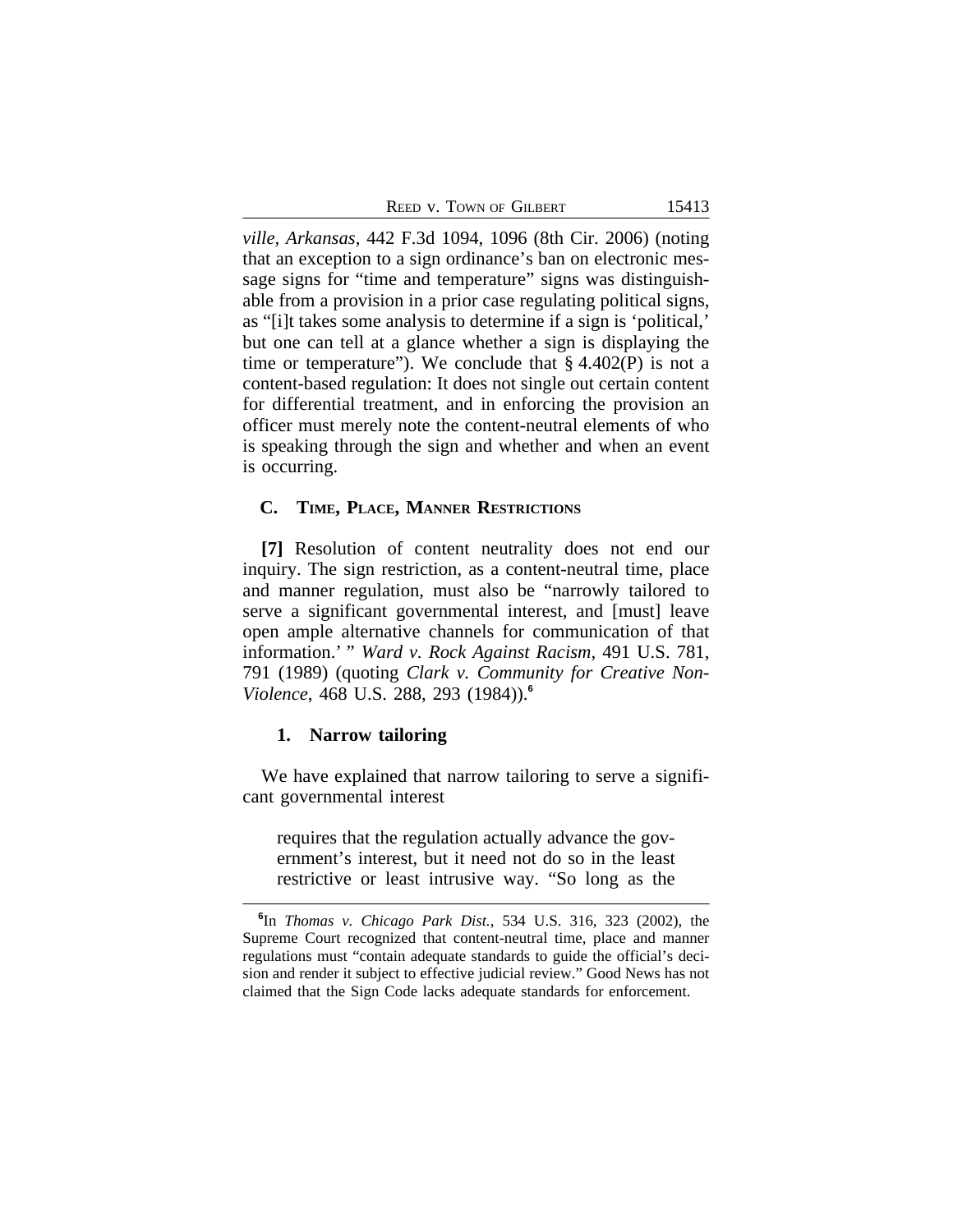*ville, Arkansas*, 442 F.3d 1094, 1096 (8th Cir. 2006) (noting that an exception to a sign ordinance's ban on electronic message signs for "time and temperature" signs was distinguishable from a provision in a prior case regulating political signs, as "[i]t takes some analysis to determine if a sign is 'political,' but one can tell at a glance whether a sign is displaying the time or temperature"). We conclude that § 4.402(P) is not a content-based regulation: It does not single out certain content for differential treatment, and in enforcing the provision an officer must merely note the content-neutral elements of who is speaking through the sign and whether and when an event is occurring.

### C. Time, Place, Manner Restrictions

**[7]** Resolution of content neutrality does not end our inquiry. The sign restriction, as a content-neutral time, place and manner regulation, must also be "narrowly tailored to serve a significant governmental interest, and [must] leave open ample alternative channels for communication of that information.' " *Ward v. Rock Against Racism*, 491 U.S. 781, 791 (1989) (quoting *Clark v. Community for Creative Non-Violence*, 468 U.S. 288, 293 (1984)).[6]

#### 1. Narrow tailoring

We have explained that narrow tailoring to serve a significant governmental interest

> requires that the regulation actually advance the government's interest, but it need not do so in the least restrictive or least intrusive way. "So long as the

---

[6]In *Thomas v. Chicago Park Dist.*, 534 U.S. 316, 323 (2002), the Supreme Court recognized that content-neutral time, place and manner regulations must "contain adequate standards to guide the official's decision and render it subject to effective judicial review." Good News has not claimed that the Sign Code lacks adequate standards for enforcement.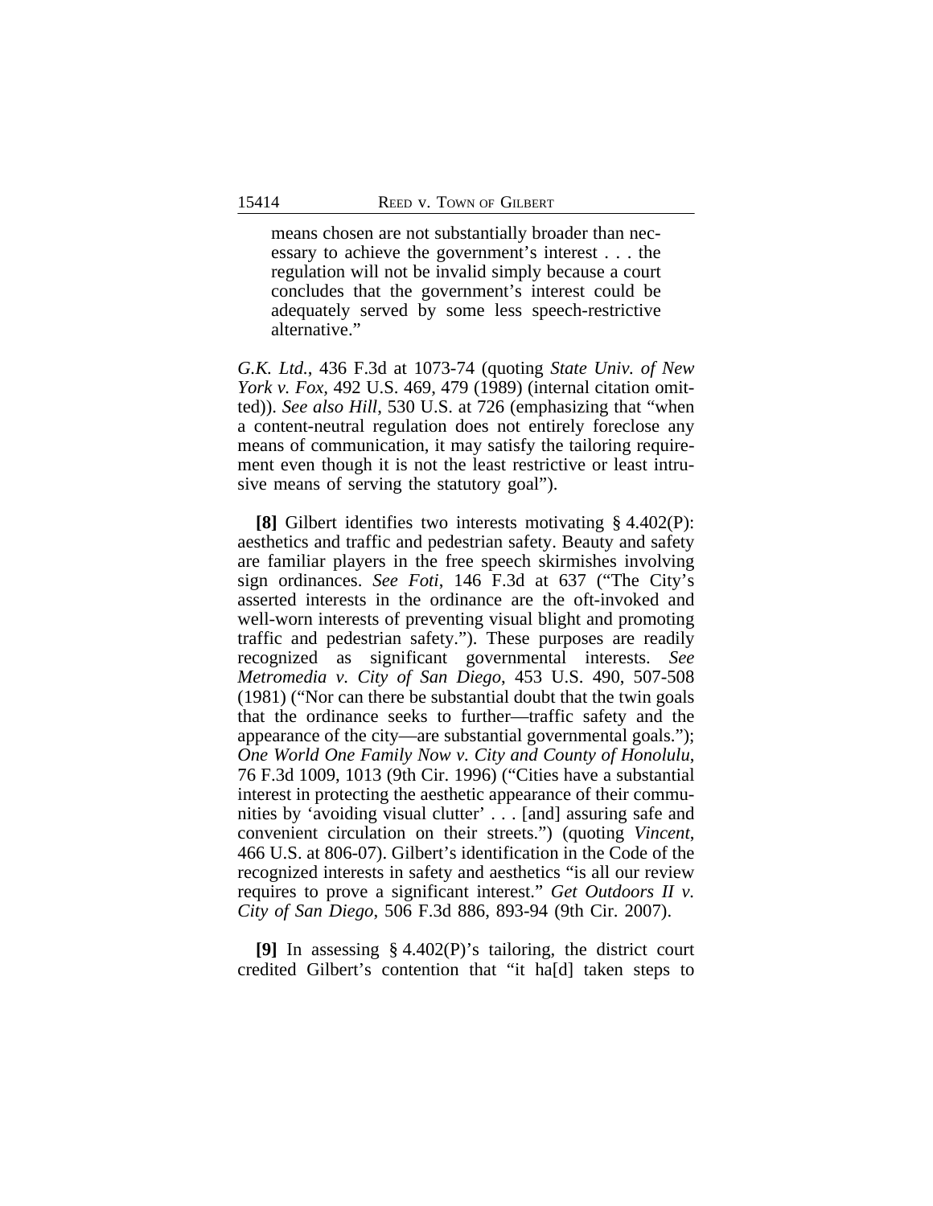> means chosen are not substantially broader than necessary to achieve the government's interest . . . the regulation will not be invalid simply because a court concludes that the government's interest could be adequately served by some less speech-restrictive alternative."

*G.K. Ltd.*, 436 F.3d at 1073-74 (quoting *State Univ. of New York v. Fox*, 492 U.S. 469, 479 (1989) (internal citation omitted)). *See also Hill*, 530 U.S. at 726 (emphasizing that "when a content-neutral regulation does not entirely foreclose any means of communication, it may satisfy the tailoring requirement even though it is not the least restrictive or least intrusive means of serving the statutory goal").

**[8]** Gilbert identifies two interests motivating § 4.402(P): aesthetics and traffic and pedestrian safety. Beauty and safety are familiar players in the free speech skirmishes involving sign ordinances. *See Foti*, 146 F.3d at 637 ("The City's asserted interests in the ordinance are the oft-invoked and well-worn interests of preventing visual blight and promoting traffic and pedestrian safety."). These purposes are readily recognized as significant governmental interests. *See Metromedia v. City of San Diego*, 453 U.S. 490, 507-508 (1981) ("Nor can there be substantial doubt that the twin goals that the ordinance seeks to further—traffic safety and the appearance of the city—are substantial governmental goals."); *One World One Family Now v. City and County of Honolulu*, 76 F.3d 1009, 1013 (9th Cir. 1996) ("Cities have a substantial interest in protecting the aesthetic appearance of their communities by 'avoiding visual clutter' . . . [and] assuring safe and convenient circulation on their streets.") (quoting *Vincent*, 466 U.S. at 806-07). Gilbert's identification in the Code of the recognized interests in safety and aesthetics "is all our review requires to prove a significant interest." *Get Outdoors II v. City of San Diego*, 506 F.3d 886, 893-94 (9th Cir. 2007).

**[9]** In assessing § 4.402(P)'s tailoring, the district court credited Gilbert's contention that "it ha[d] taken steps to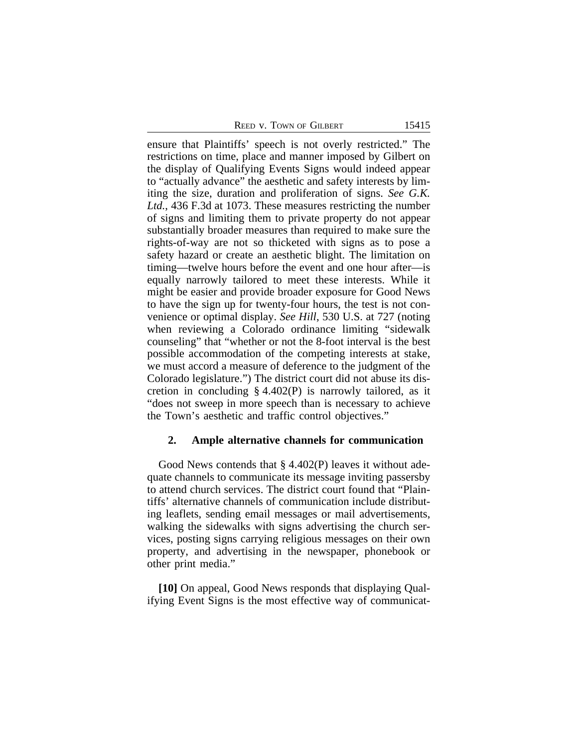ensure that Plaintiffs' speech is not overly restricted." The restrictions on time, place and manner imposed by Gilbert on the display of Qualifying Events Signs would indeed appear to "actually advance" the aesthetic and safety interests by limiting the size, duration and proliferation of signs. *See G.K. Ltd.*, 436 F.3d at 1073. These measures restricting the number of signs and limiting them to private property do not appear substantially broader measures than required to make sure the rights-of-way are not so thicketed with signs as to pose a safety hazard or create an aesthetic blight. The limitation on timing—twelve hours before the event and one hour after—is equally narrowly tailored to meet these interests. While it might be easier and provide broader exposure for Good News to have the sign up for twenty-four hours, the test is not convenience or optimal display. *See Hill*, 530 U.S. at 727 (noting when reviewing a Colorado ordinance limiting "sidewalk counseling" that "whether or not the 8-foot interval is the best possible accommodation of the competing interests at stake, we must accord a measure of deference to the judgment of the Colorado legislature.") The district court did not abuse its discretion in concluding § 4.402(P) is narrowly tailored, as it "does not sweep in more speech than is necessary to achieve the Town's aesthetic and traffic control objectives."

### 2. Ample alternative channels for communication

Good News contends that § 4.402(P) leaves it without adequate channels to communicate its message inviting passersby to attend church services. The district court found that "Plaintiffs' alternative channels of communication include distributing leaflets, sending email messages or mail advertisements, walking the sidewalks with signs advertising the church services, posting signs carrying religious messages on their own property, and advertising in the newspaper, phonebook or other print media."

**[10]** On appeal, Good News responds that displaying Qualifying Event Signs is the most effective way of communicat-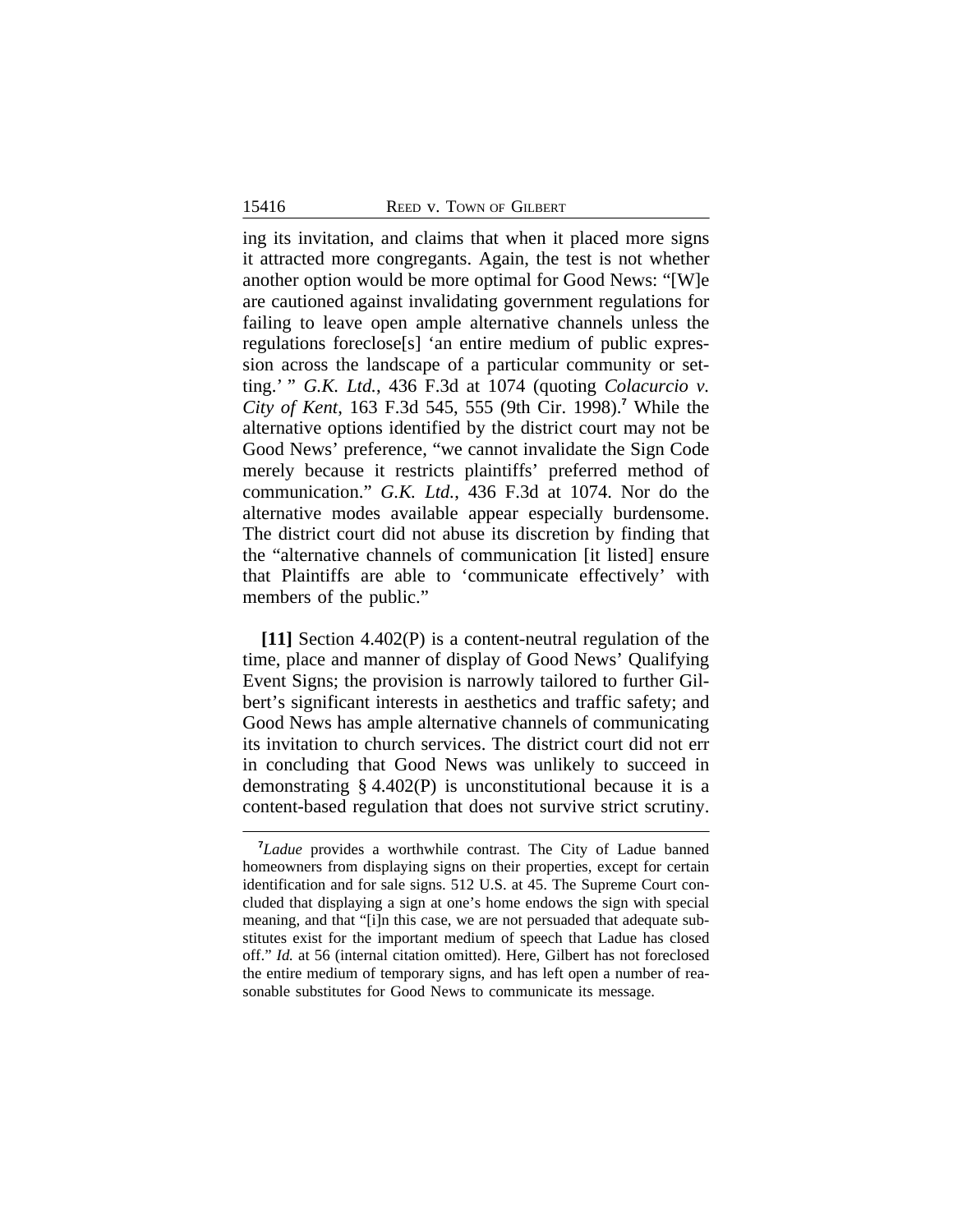ing its invitation, and claims that when it placed more signs it attracted more congregants. Again, the test is not whether another option would be more optimal for Good News: "[W]e are cautioned against invalidating government regulations for failing to leave open ample alternative channels unless the regulations foreclose[s] 'an entire medium of public expression across the landscape of a particular community or setting.' " *G.K. Ltd.*, 436 F.3d at 1074 (quoting *Colacurcio v. City of Kent*, 163 F.3d 545, 555 (9th Cir. 1998).[7] While the alternative options identified by the district court may not be Good News' preference, "we cannot invalidate the Sign Code merely because it restricts plaintiffs' preferred method of communication." *G.K. Ltd.*, 436 F.3d at 1074. Nor do the alternative modes available appear especially burdensome. The district court did not abuse its discretion by finding that the "alternative channels of communication [it listed] ensure that Plaintiffs are able to 'communicate effectively' with members of the public."

**[11]** Section 4.402(P) is a content-neutral regulation of the time, place and manner of display of Good News' Qualifying Event Signs; the provision is narrowly tailored to further Gilbert's significant interests in aesthetics and traffic safety; and Good News has ample alternative channels of communicating its invitation to church services. The district court did not err in concluding that Good News was unlikely to succeed in demonstrating § 4.402(P) is unconstitutional because it is a content-based regulation that does not survive strict scrutiny.

[7] *Ladue* provides a worthwhile contrast. The City of Ladue banned homeowners from displaying signs on their properties, except for certain identification and for sale signs. 512 U.S. at 45. The Supreme Court concluded that displaying a sign at one's home endows the sign with special meaning, and that "[i]n this case, we are not persuaded that adequate substitutes exist for the important medium of speech that Ladue has closed off." *Id.* at 56 (internal citation omitted). Here, Gilbert has not foreclosed the entire medium of temporary signs, and has left open a number of reasonable substitutes for Good News to communicate its message.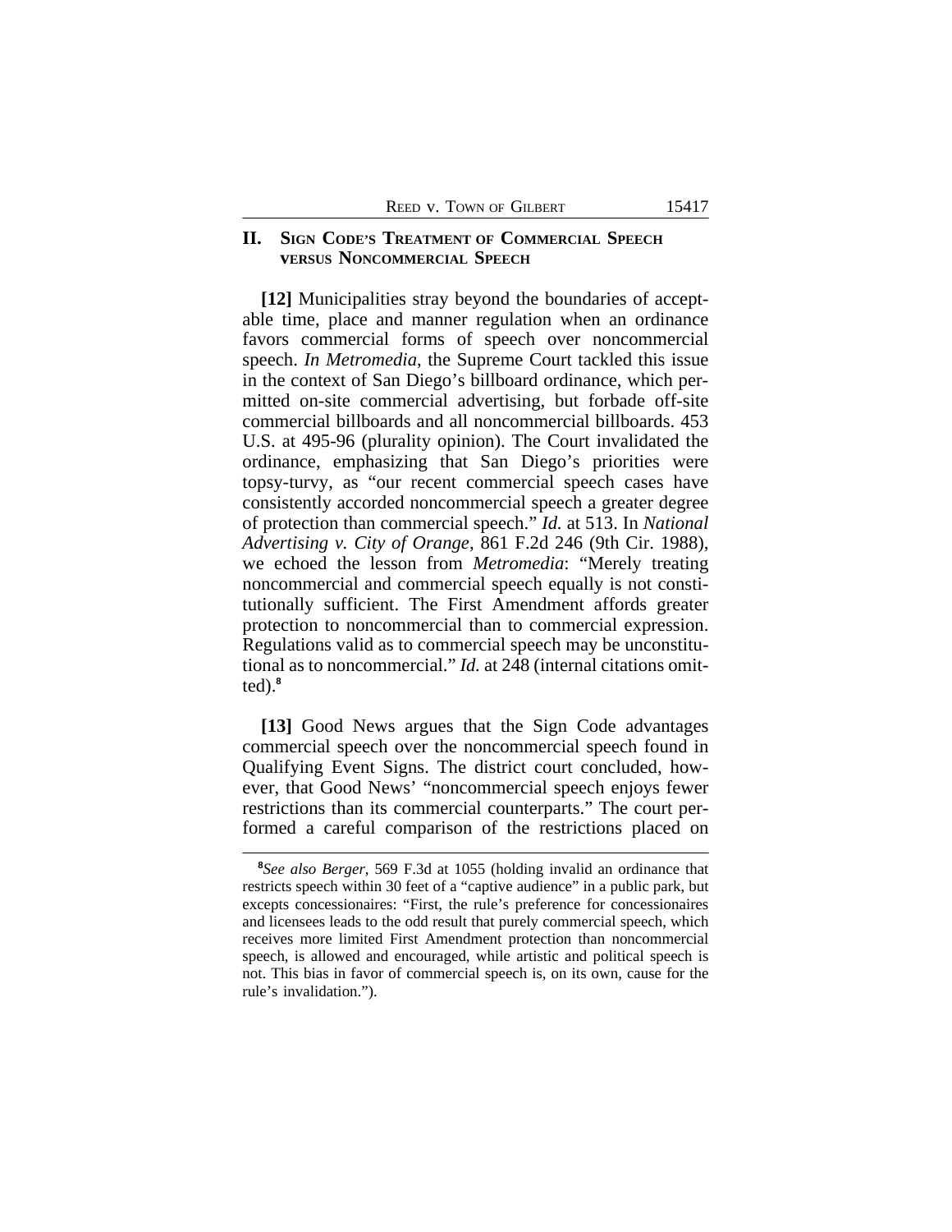## II. Sign Code's Treatment of Commercial Speech versus Noncommercial Speech

**[12]** Municipalities stray beyond the boundaries of acceptable time, place and manner regulation when an ordinance favors commercial forms of speech over noncommercial speech. *In Metromedia*, the Supreme Court tackled this issue in the context of San Diego's billboard ordinance, which permitted on-site commercial advertising, but forbade off-site commercial billboards and all noncommercial billboards. 453 U.S. at 495-96 (plurality opinion). The Court invalidated the ordinance, emphasizing that San Diego's priorities were topsy-turvy, as "our recent commercial speech cases have consistently accorded noncommercial speech a greater degree of protection than commercial speech." *Id.* at 513. In *National Advertising v. City of Orange*, 861 F.2d 246 (9th Cir. 1988), we echoed the lesson from *Metromedia*: "Merely treating noncommercial and commercial speech equally is not constitutionally sufficient. The First Amendment affords greater protection to noncommercial than to commercial expression. Regulations valid as to commercial speech may be unconstitutional as to noncommercial." *Id.* at 248 (internal citations omitted).[8]

**[13]** Good News argues that the Sign Code advantages commercial speech over the noncommercial speech found in Qualifying Event Signs. The district court concluded, however, that Good News' "noncommercial speech enjoys fewer restrictions than its commercial counterparts." The court performed a careful comparison of the restrictions placed on

---

[8]*See also Berger*, 569 F.3d at 1055 (holding invalid an ordinance that restricts speech within 30 feet of a "captive audience" in a public park, but excepts concessionaires: "First, the rule's preference for concessionaires and licensees leads to the odd result that purely commercial speech, which receives more limited First Amendment protection than noncommercial speech, is allowed and encouraged, while artistic and political speech is not. This bias in favor of commercial speech is, on its own, cause for the rule's invalidation.").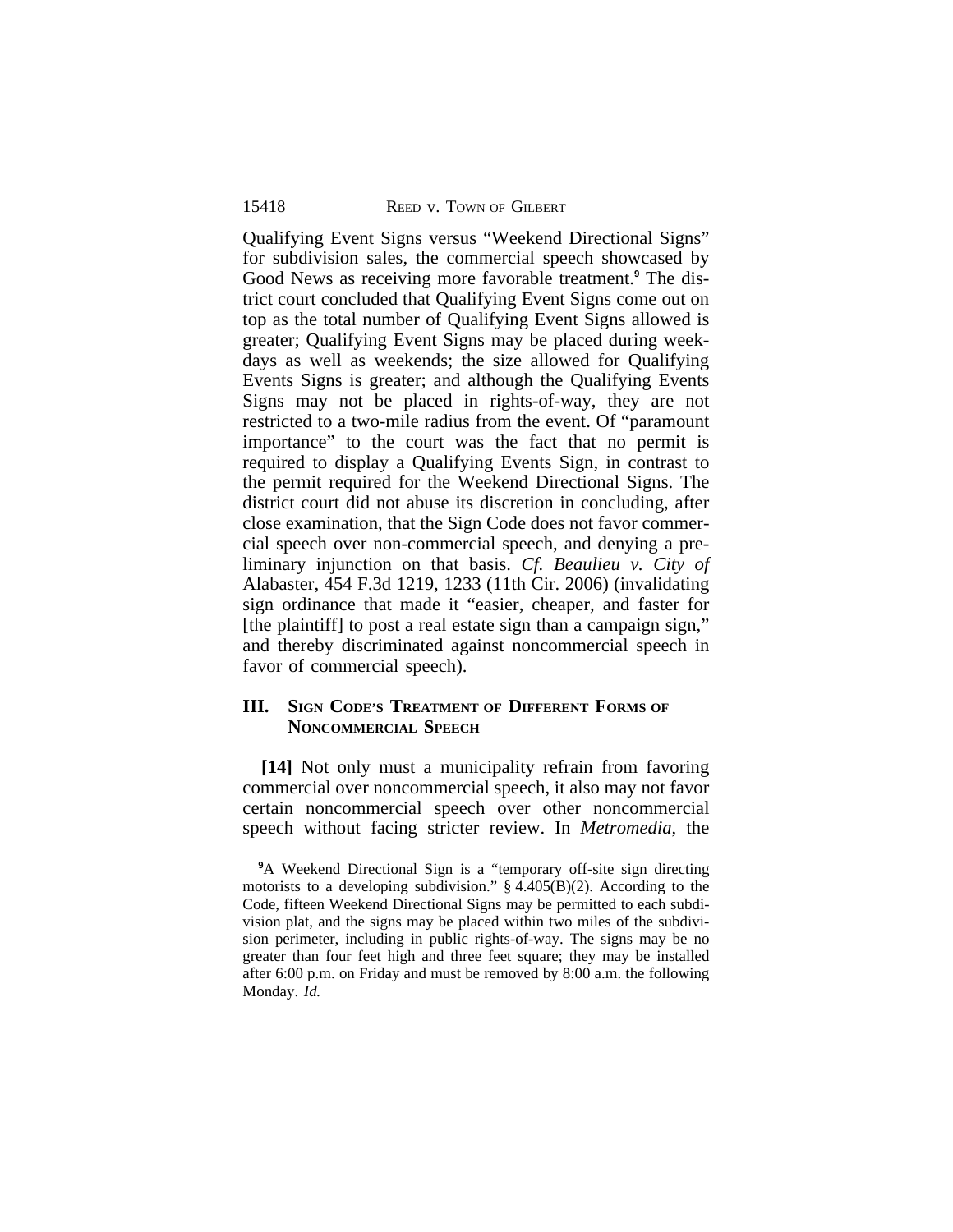Qualifying Event Signs versus "Weekend Directional Signs" for subdivision sales, the commercial speech showcased by Good News as receiving more favorable treatment.[9] The district court concluded that Qualifying Event Signs come out on top as the total number of Qualifying Event Signs allowed is greater; Qualifying Event Signs may be placed during weekdays as well as weekends; the size allowed for Qualifying Events Signs is greater; and although the Qualifying Events Signs may not be placed in rights-of-way, they are not restricted to a two-mile radius from the event. Of "paramount importance" to the court was the fact that no permit is required to display a Qualifying Events Sign, in contrast to the permit required for the Weekend Directional Signs. The district court did not abuse its discretion in concluding, after close examination, that the Sign Code does not favor commercial speech over non-commercial speech, and denying a preliminary injunction on that basis. *Cf. Beaulieu v. City of* Alabaster, 454 F.3d 1219, 1233 (11th Cir. 2006) (invalidating sign ordinance that made it "easier, cheaper, and faster for [the plaintiff] to post a real estate sign than a campaign sign," and thereby discriminated against noncommercial speech in favor of commercial speech).

## III. Sign Code's Treatment of Different Forms of Noncommercial Speech

**[14]** Not only must a municipality refrain from favoring commercial over noncommercial speech, it also may not favor certain noncommercial speech over other noncommercial speech without facing stricter review. In *Metromedia*, the

---

[9] A Weekend Directional Sign is a "temporary off-site sign directing motorists to a developing subdivision." § 4.405(B)(2). According to the Code, fifteen Weekend Directional Signs may be permitted to each subdivision plat, and the signs may be placed within two miles of the subdivision perimeter, including in public rights-of-way. The signs may be no greater than four feet high and three feet square; they may be installed after 6:00 p.m. on Friday and must be removed by 8:00 a.m. the following Monday. *Id.*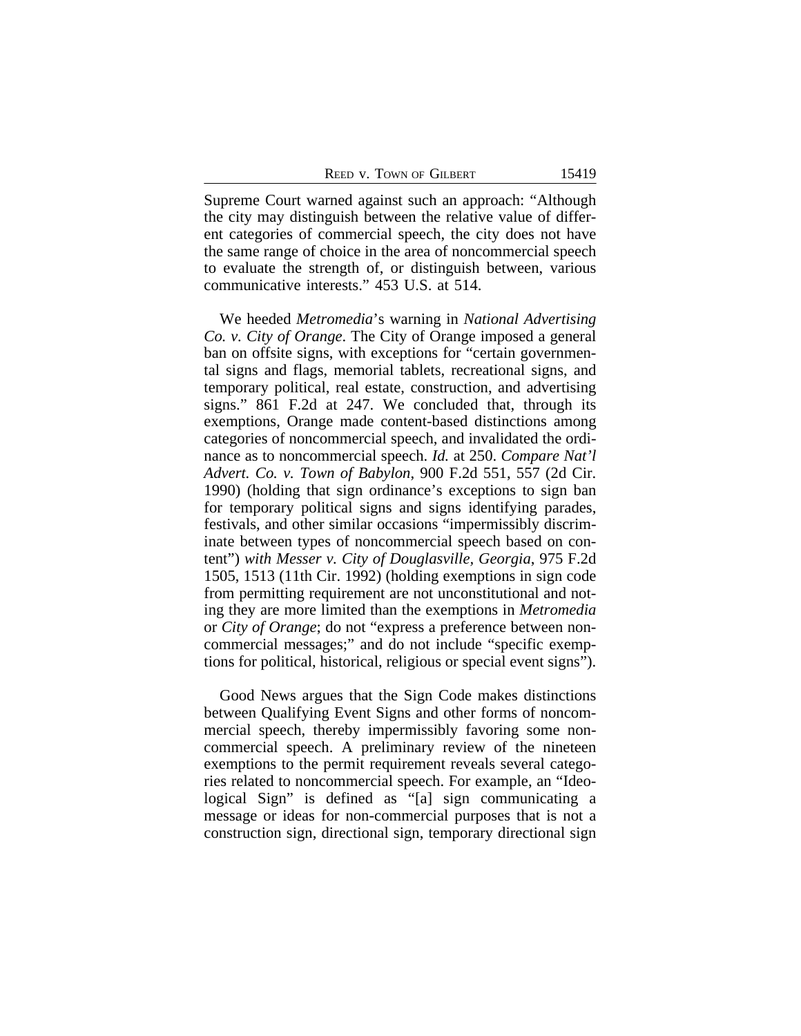Supreme Court warned against such an approach: "Although the city may distinguish between the relative value of different categories of commercial speech, the city does not have the same range of choice in the area of noncommercial speech to evaluate the strength of, or distinguish between, various communicative interests." 453 U.S. at 514.

We heeded *Metromedia*'s warning in *National Advertising Co. v. City of Orange*. The City of Orange imposed a general ban on offsite signs, with exceptions for "certain governmental signs and flags, memorial tablets, recreational signs, and temporary political, real estate, construction, and advertising signs." 861 F.2d at 247. We concluded that, through its exemptions, Orange made content-based distinctions among categories of noncommercial speech, and invalidated the ordinance as to noncommercial speech. *Id.* at 250. *Compare Nat'l Advert. Co. v. Town of Babylon*, 900 F.2d 551, 557 (2d Cir. 1990) (holding that sign ordinance's exceptions to sign ban for temporary political signs and signs identifying parades, festivals, and other similar occasions "impermissibly discriminate between types of noncommercial speech based on content") *with Messer v. City of Douglasville, Georgia*, 975 F.2d 1505, 1513 (11th Cir. 1992) (holding exemptions in sign code from permitting requirement are not unconstitutional and noting they are more limited than the exemptions in *Metromedia* or *City of Orange*; do not "express a preference between noncommercial messages;" and do not include "specific exemptions for political, historical, religious or special event signs").

Good News argues that the Sign Code makes distinctions between Qualifying Event Signs and other forms of noncommercial speech, thereby impermissibly favoring some noncommercial speech. A preliminary review of the nineteen exemptions to the permit requirement reveals several categories related to noncommercial speech. For example, an "Ideological Sign" is defined as "[a] sign communicating a message or ideas for non-commercial purposes that is not a construction sign, directional sign, temporary directional sign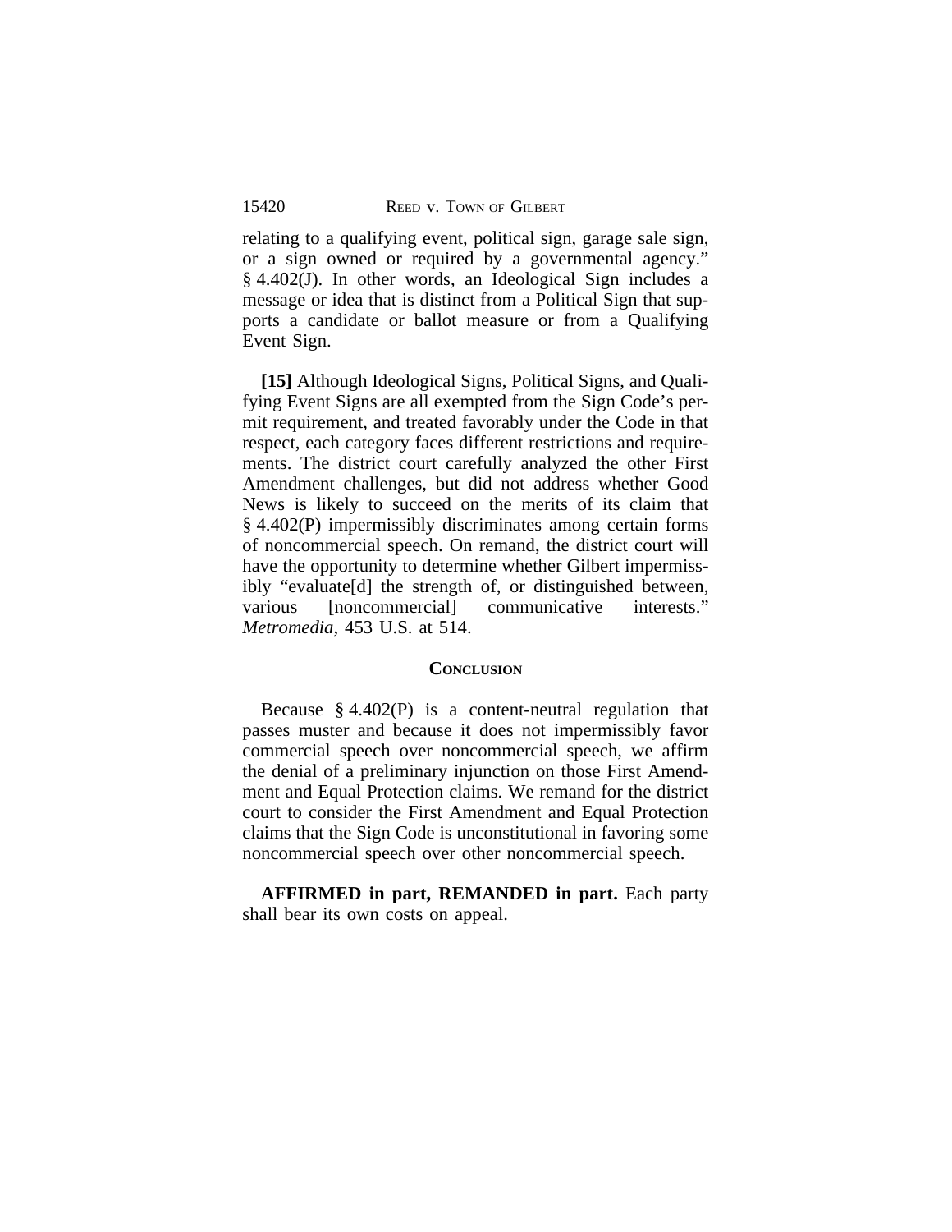relating to a qualifying event, political sign, garage sale sign, or a sign owned or required by a governmental agency." § 4.402(J). In other words, an Ideological Sign includes a message or idea that is distinct from a Political Sign that supports a candidate or ballot measure or from a Qualifying Event Sign.

**[15]** Although Ideological Signs, Political Signs, and Qualifying Event Signs are all exempted from the Sign Code's permit requirement, and treated favorably under the Code in that respect, each category faces different restrictions and requirements. The district court carefully analyzed the other First Amendment challenges, but did not address whether Good News is likely to succeed on the merits of its claim that § 4.402(P) impermissibly discriminates among certain forms of noncommercial speech. On remand, the district court will have the opportunity to determine whether Gilbert impermissibly "evaluate[d] the strength of, or distinguished between, various [noncommercial] communicative interests." *Metromedia*, 453 U.S. at 514.

## CONCLUSION

Because § 4.402(P) is a content-neutral regulation that passes muster and because it does not impermissibly favor commercial speech over noncommercial speech, we affirm the denial of a preliminary injunction on those First Amendment and Equal Protection claims. We remand for the district court to consider the First Amendment and Equal Protection claims that the Sign Code is unconstitutional in favoring some noncommercial speech over other noncommercial speech.

**AFFIRMED in part, REMANDED in part.** Each party shall bear its own costs on appeal.